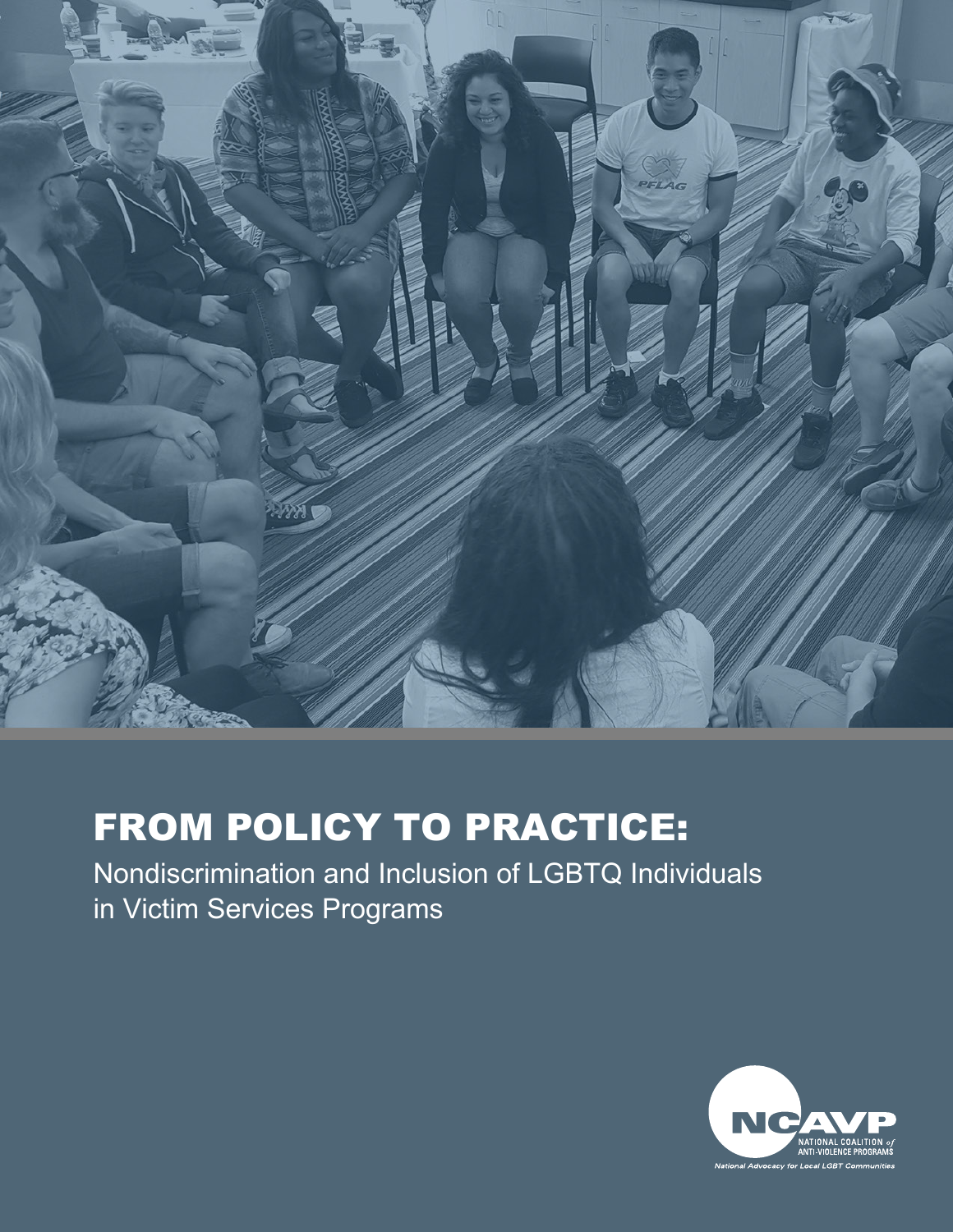# FROM POLICY TO PRACTICE:

Nondiscrimination and Inclusion of LGBTQ Individuals in Victim Services Programs

NCAVP
NATIONAL COALITION of ANTI-VIOLENCE PROGRAMS
*National Advocacy for Local LGBT Communities*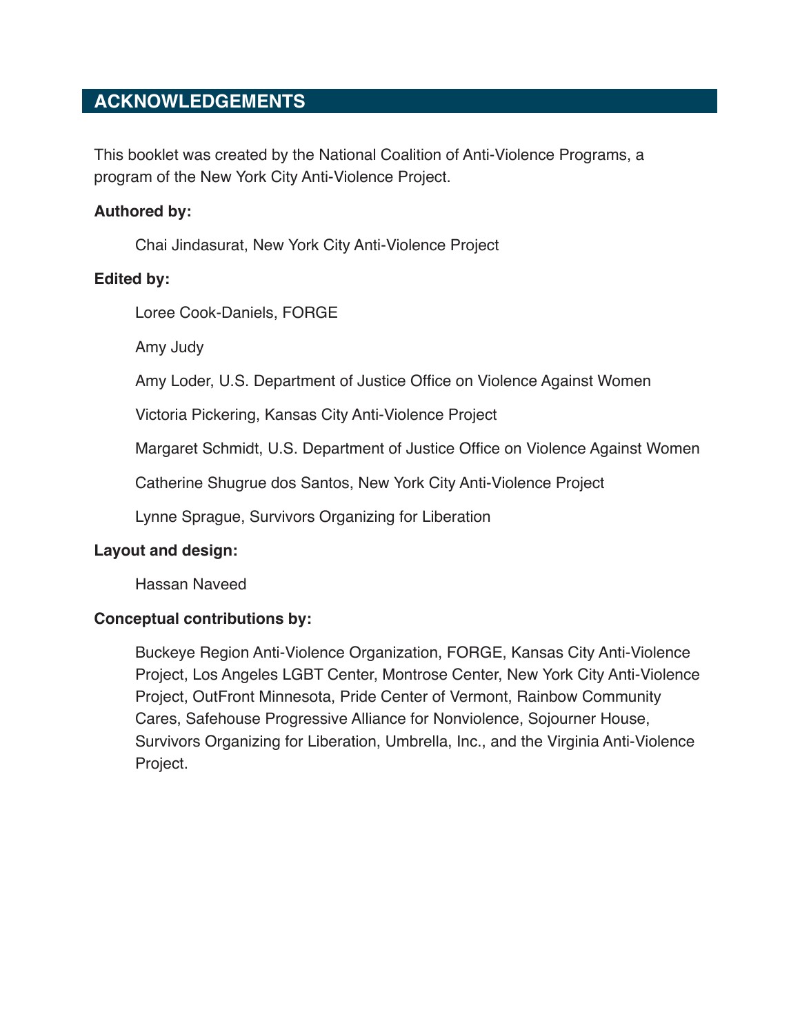## ACKNOWLEDGEMENTS

This booklet was created by the National Coalition of Anti-Violence Programs, a program of the New York City Anti-Violence Project.

**Authored by:**

Chai Jindasurat, New York City Anti-Violence Project

**Edited by:**

Loree Cook-Daniels, FORGE

Amy Judy

Amy Loder, U.S. Department of Justice Office on Violence Against Women

Victoria Pickering, Kansas City Anti-Violence Project

Margaret Schmidt, U.S. Department of Justice Office on Violence Against Women

Catherine Shugrue dos Santos, New York City Anti-Violence Project

Lynne Sprague, Survivors Organizing for Liberation

**Layout and design:**

Hassan Naveed

**Conceptual contributions by:**

Buckeye Region Anti-Violence Organization, FORGE, Kansas City Anti-Violence Project, Los Angeles LGBT Center, Montrose Center, New York City Anti-Violence Project, OutFront Minnesota, Pride Center of Vermont, Rainbow Community Cares, Safehouse Progressive Alliance for Nonviolence, Sojourner House, Survivors Organizing for Liberation, Umbrella, Inc., and the Virginia Anti-Violence Project.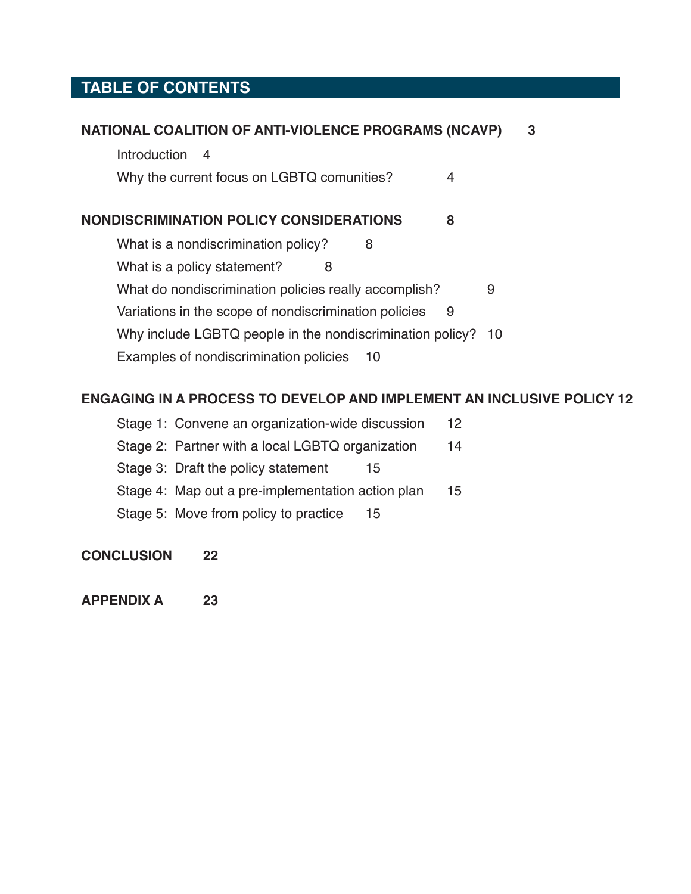# TABLE OF CONTENTS

**NATIONAL COALITION OF ANTI-VIOLENCE PROGRAMS (NCAVP) 3**

- Introduction 4
- Why the current focus on LGBTQ comunities? 4

**NONDISCRIMINATION POLICY CONSIDERATIONS 8**

- What is a nondiscrimination policy? 8
- What is a policy statement? 8
- What do nondiscrimination policies really accomplish? 9
- Variations in the scope of nondiscrimination policies 9
- Why include LGBTQ people in the nondiscrimination policy? 10
- Examples of nondiscrimination policies 10

**ENGAGING IN A PROCESS TO DEVELOP AND IMPLEMENT AN INCLUSIVE POLICY 12**

- Stage 1: Convene an organization-wide discussion 12
- Stage 2: Partner with a local LGBTQ organization 14
- Stage 3: Draft the policy statement 15
- Stage 4: Map out a pre-implementation action plan 15
- Stage 5: Move from policy to practice 15

**CONCLUSION 22**

**APPENDIX A 23**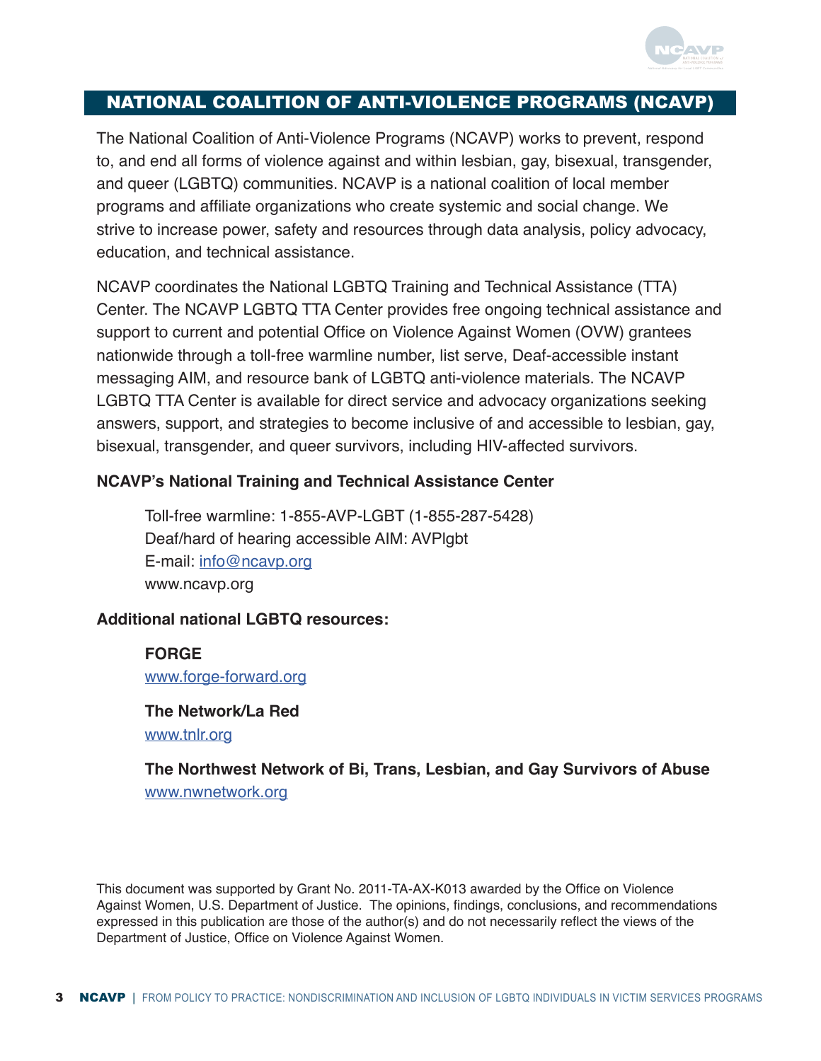## NATIONAL COALITION OF ANTI-VIOLENCE PROGRAMS (NCAVP)

The National Coalition of Anti-Violence Programs (NCAVP) works to prevent, respond to, and end all forms of violence against and within lesbian, gay, bisexual, transgender, and queer (LGBTQ) communities. NCAVP is a national coalition of local member programs and affiliate organizations who create systemic and social change. We strive to increase power, safety and resources through data analysis, policy advocacy, education, and technical assistance.

NCAVP coordinates the National LGBTQ Training and Technical Assistance (TTA) Center. The NCAVP LGBTQ TTA Center provides free ongoing technical assistance and support to current and potential Office on Violence Against Women (OVW) grantees nationwide through a toll-free warmline number, list serve, Deaf-accessible instant messaging AIM, and resource bank of LGBTQ anti-violence materials. The NCAVP LGBTQ TTA Center is available for direct service and advocacy organizations seeking answers, support, and strategies to become inclusive of and accessible to lesbian, gay, bisexual, transgender, and queer survivors, including HIV-affected survivors.

**NCAVP's National Training and Technical Assistance Center**

Toll-free warmline: 1-855-AVP-LGBT (1-855-287-5428)
Deaf/hard of hearing accessible AIM: AVPlgbt
E-mail: info@ncavp.org
www.ncavp.org

**Additional national LGBTQ resources:**

**FORGE**
www.forge-forward.org

**The Network/La Red**
www.tnlr.org

**The Northwest Network of Bi, Trans, Lesbian, and Gay Survivors of Abuse**
www.nwnetwork.org

This document was supported by Grant No. 2011-TA-AX-K013 awarded by the Office on Violence Against Women, U.S. Department of Justice. The opinions, findings, conclusions, and recommendations expressed in this publication are those of the author(s) and do not necessarily reflect the views of the Department of Justice, Office on Violence Against Women.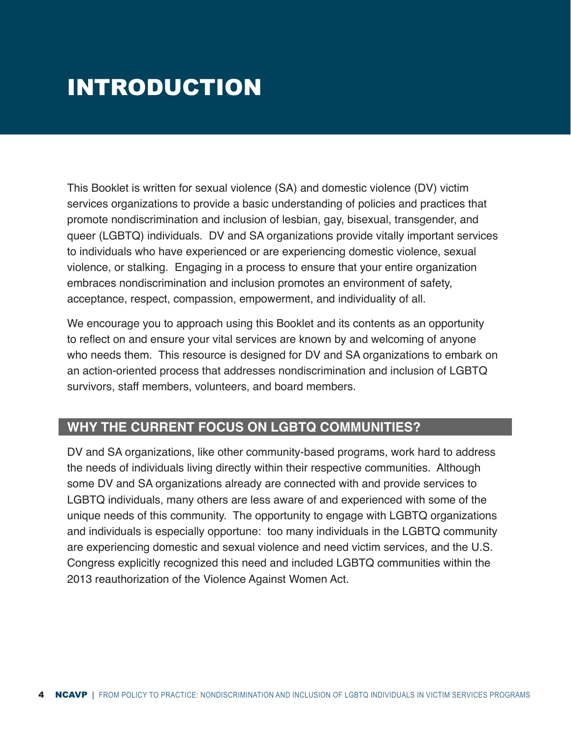# INTRODUCTION

This Booklet is written for sexual violence (SA) and domestic violence (DV) victim services organizations to provide a basic understanding of policies and practices that promote nondiscrimination and inclusion of lesbian, gay, bisexual, transgender, and queer (LGBTQ) individuals. DV and SA organizations provide vitally important services to individuals who have experienced or are experiencing domestic violence, sexual violence, or stalking. Engaging in a process to ensure that your entire organization embraces nondiscrimination and inclusion promotes an environment of safety, acceptance, respect, compassion, empowerment, and individuality of all.

We encourage you to approach using this Booklet and its contents as an opportunity to reflect on and ensure your vital services are known by and welcoming of anyone who needs them. This resource is designed for DV and SA organizations to embark on an action-oriented process that addresses nondiscrimination and inclusion of LGBTQ survivors, staff members, volunteers, and board members.

## WHY THE CURRENT FOCUS ON LGBTQ COMMUNITIES?

DV and SA organizations, like other community-based programs, work hard to address the needs of individuals living directly within their respective communities. Although some DV and SA organizations already are connected with and provide services to LGBTQ individuals, many others are less aware of and experienced with some of the unique needs of this community. The opportunity to engage with LGBTQ organizations and individuals is especially opportune: too many individuals in the LGBTQ community are experiencing domestic and sexual violence and need victim services, and the U.S. Congress explicitly recognized this need and included LGBTQ communities within the 2013 reauthorization of the Violence Against Women Act.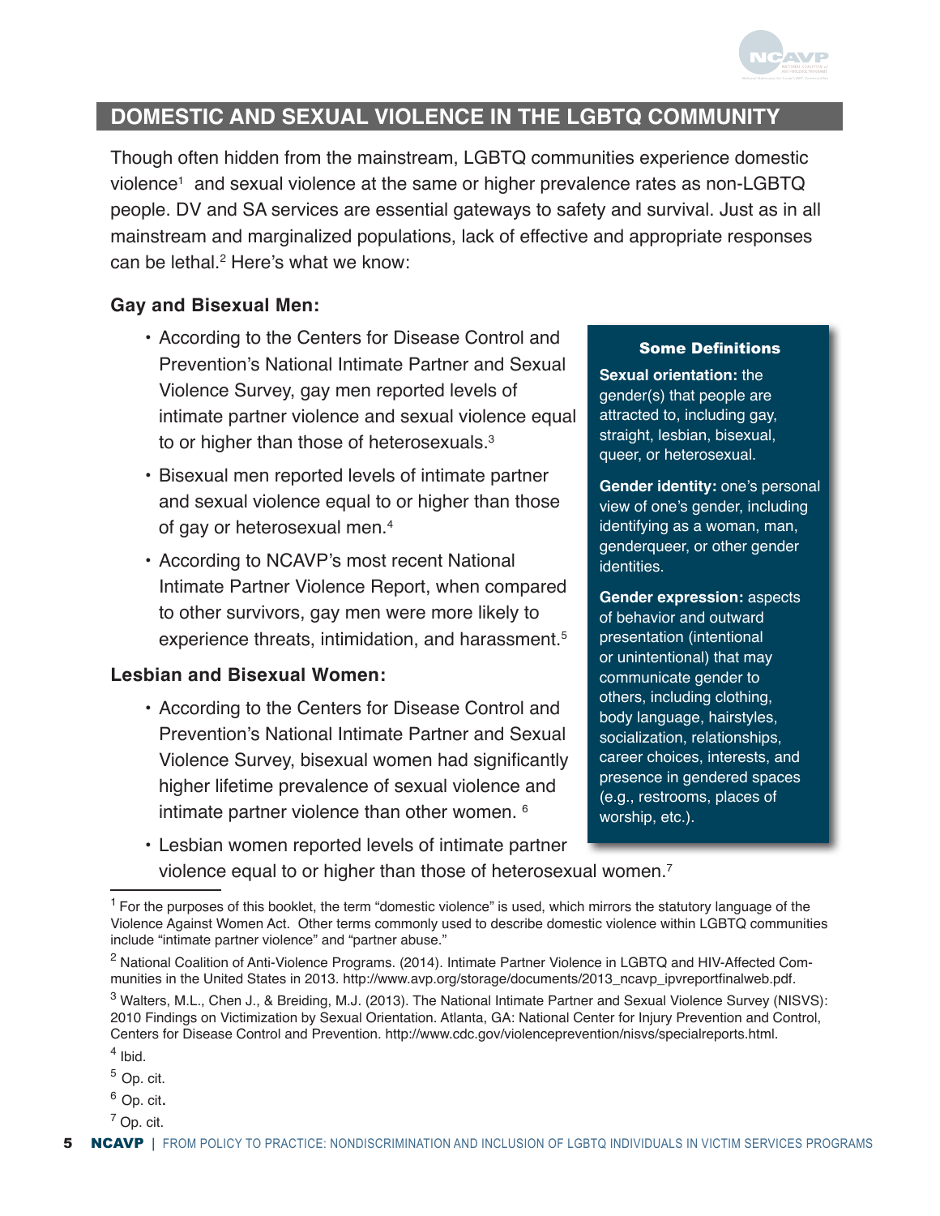## DOMESTIC AND SEXUAL VIOLENCE IN THE LGBTQ COMMUNITY

Though often hidden from the mainstream, LGBTQ communities experience domestic violence[1] and sexual violence at the same or higher prevalence rates as non-LGBTQ people. DV and SA services are essential gateways to safety and survival. Just as in all mainstream and marginalized populations, lack of effective and appropriate responses can be lethal.[2] Here's what we know:

### Gay and Bisexual Men:

- According to the Centers for Disease Control and Prevention's National Intimate Partner and Sexual Violence Survey, gay men reported levels of intimate partner violence and sexual violence equal to or higher than those of heterosexuals.[3]
- Bisexual men reported levels of intimate partner and sexual violence equal to or higher than those of gay or heterosexual men.[4]
- According to NCAVP's most recent National Intimate Partner Violence Report, when compared to other survivors, gay men were more likely to experience threats, intimidation, and harassment.[5]

### Lesbian and Bisexual Women:

- According to the Centers for Disease Control and Prevention's National Intimate Partner and Sexual Violence Survey, bisexual women had significantly higher lifetime prevalence of sexual violence and intimate partner violence than other women.[6]
- Lesbian women reported levels of intimate partner violence equal to or higher than those of heterosexual women.[7]

**Some Definitions**

**Sexual orientation:** the gender(s) that people are attracted to, including gay, straight, lesbian, bisexual, queer, or heterosexual.

**Gender identity:** one's personal view of one's gender, including identifying as a woman, man, genderqueer, or other gender identities.

**Gender expression:** aspects of behavior and outward presentation (intentional or unintentional) that may communicate gender to others, including clothing, body language, hairstyles, socialization, relationships, career choices, interests, and presence in gendered spaces (e.g., restrooms, places of worship, etc.).

---

[1] For the purposes of this booklet, the term "domestic violence" is used, which mirrors the statutory language of the Violence Against Women Act. Other terms commonly used to describe domestic violence within LGBTQ communities include "intimate partner violence" and "partner abuse."

[2] National Coalition of Anti-Violence Programs. (2014). Intimate Partner Violence in LGBTQ and HIV-Affected Communities in the United States in 2013. http://www.avp.org/storage/documents/2013_ncavp_ipvreportfinalweb.pdf.

[3] Walters, M.L., Chen J., & Breiding, M.J. (2013). The National Intimate Partner and Sexual Violence Survey (NISVS): 2010 Findings on Victimization by Sexual Orientation. Atlanta, GA: National Center for Injury Prevention and Control, Centers for Disease Control and Prevention. http://www.cdc.gov/violenceprevention/nisvs/specialreports.html.

[4] Ibid.

[5] Op. cit.

[6] Op. cit.

[7] Op. cit.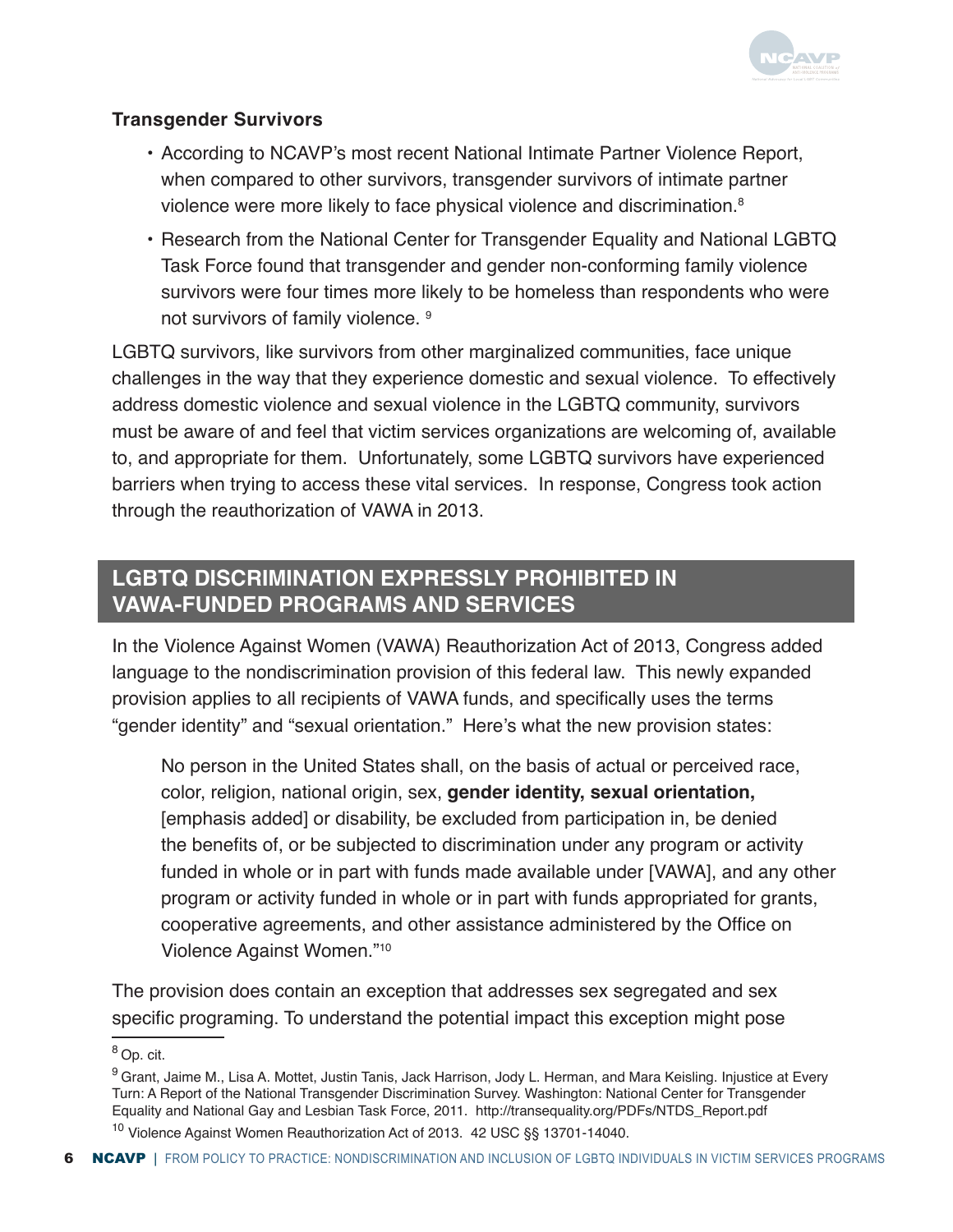### Transgender Survivors

- According to NCAVP's most recent National Intimate Partner Violence Report, when compared to other survivors, transgender survivors of intimate partner violence were more likely to face physical violence and discrimination.[8]
- Research from the National Center for Transgender Equality and National LGBTQ Task Force found that transgender and gender non-conforming family violence survivors were four times more likely to be homeless than respondents who were not survivors of family violence. [9]

LGBTQ survivors, like survivors from other marginalized communities, face unique challenges in the way that they experience domestic and sexual violence. To effectively address domestic violence and sexual violence in the LGBTQ community, survivors must be aware of and feel that victim services organizations are welcoming of, available to, and appropriate for them. Unfortunately, some LGBTQ survivors have experienced barriers when trying to access these vital services. In response, Congress took action through the reauthorization of VAWA in 2013.

## LGBTQ DISCRIMINATION EXPRESSLY PROHIBITED IN VAWA-FUNDED PROGRAMS AND SERVICES

In the Violence Against Women (VAWA) Reauthorization Act of 2013, Congress added language to the nondiscrimination provision of this federal law. This newly expanded provision applies to all recipients of VAWA funds, and specifically uses the terms "gender identity" and "sexual orientation." Here's what the new provision states:

> No person in the United States shall, on the basis of actual or perceived race, color, religion, national origin, sex, **gender identity, sexual orientation,** [emphasis added] or disability, be excluded from participation in, be denied the benefits of, or be subjected to discrimination under any program or activity funded in whole or in part with funds made available under [VAWA], and any other program or activity funded in whole or in part with funds appropriated for grants, cooperative agreements, and other assistance administered by the Office on Violence Against Women."[10]

The provision does contain an exception that addresses sex segregated and sex specific programing. To understand the potential impact this exception might pose

---

[8] Op. cit.

[9] Grant, Jaime M., Lisa A. Mottet, Justin Tanis, Jack Harrison, Jody L. Herman, and Mara Keisling. Injustice at Every Turn: A Report of the National Transgender Discrimination Survey. Washington: National Center for Transgender Equality and National Gay and Lesbian Task Force, 2011. http://transequality.org/PDFs/NTDS_Report.pdf

[10] Violence Against Women Reauthorization Act of 2013. 42 USC §§ 13701-14040.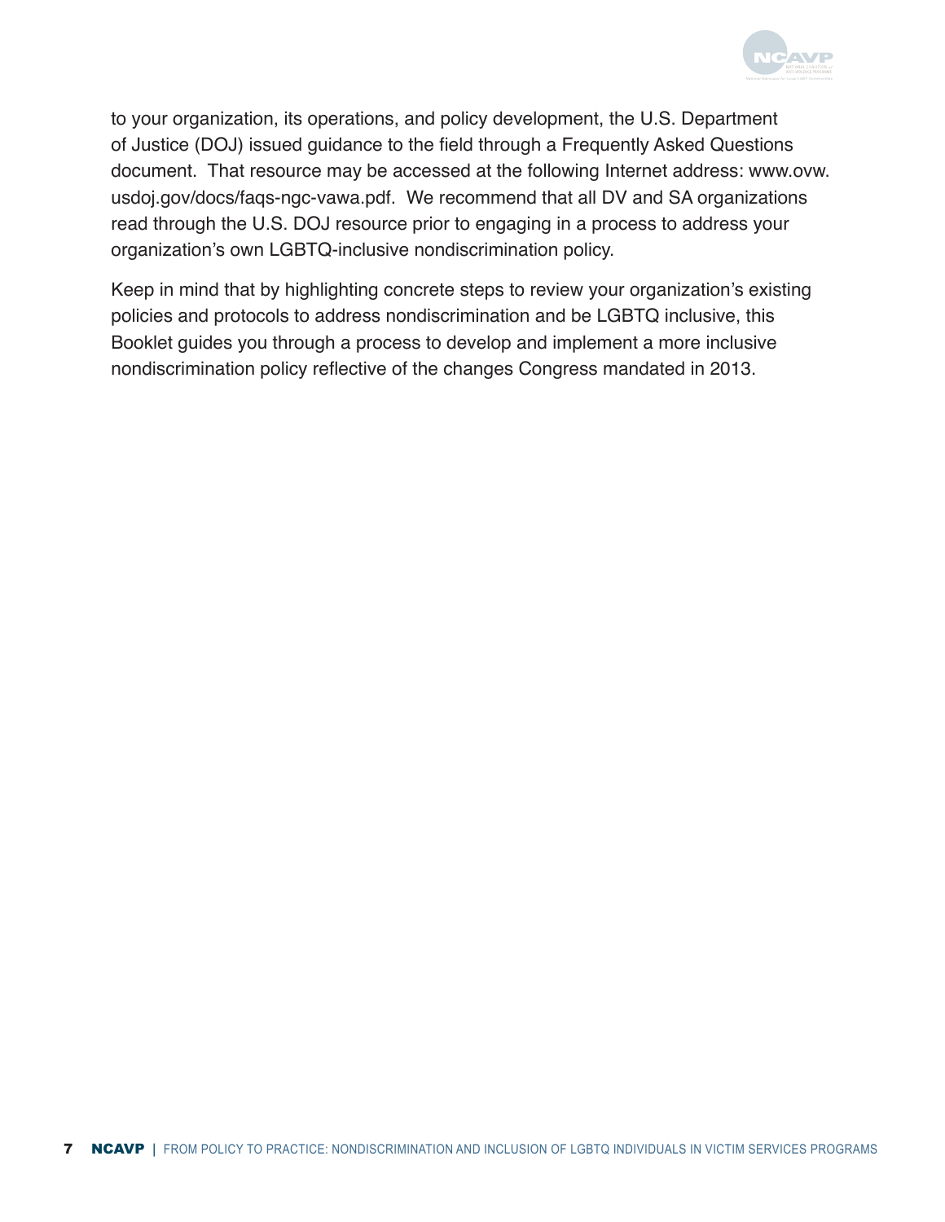to your organization, its operations, and policy development, the U.S. Department of Justice (DOJ) issued guidance to the field through a Frequently Asked Questions document. That resource may be accessed at the following Internet address: www.ovw.usdoj.gov/docs/faqs-ngc-vawa.pdf. We recommend that all DV and SA organizations read through the U.S. DOJ resource prior to engaging in a process to address your organization's own LGBTQ-inclusive nondiscrimination policy.

Keep in mind that by highlighting concrete steps to review your organization's existing policies and protocols to address nondiscrimination and be LGBTQ inclusive, this Booklet guides you through a process to develop and implement a more inclusive nondiscrimination policy reflective of the changes Congress mandated in 2013.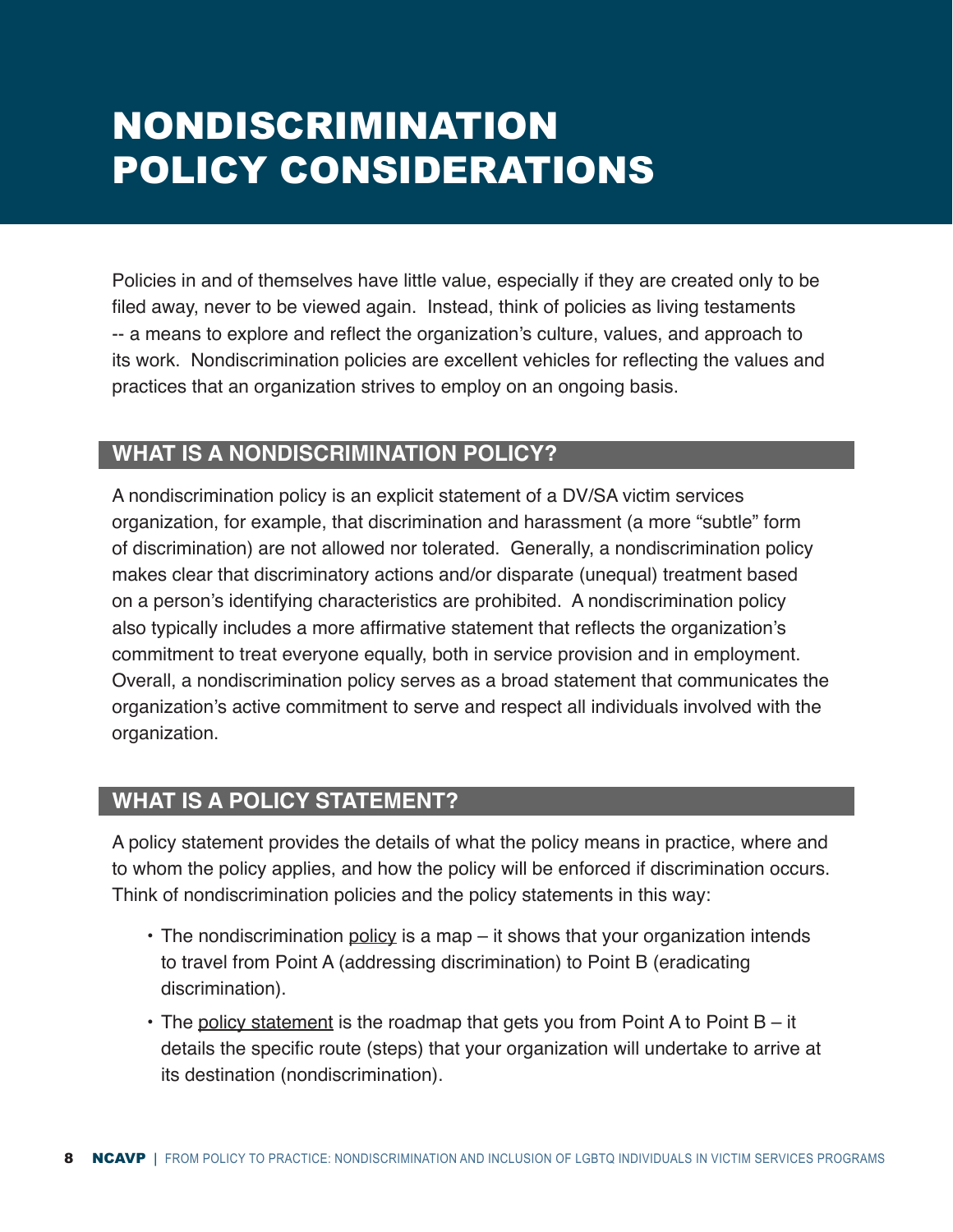# NONDISCRIMINATION POLICY CONSIDERATIONS

Policies in and of themselves have little value, especially if they are created only to be filed away, never to be viewed again. Instead, think of policies as living testaments -- a means to explore and reflect the organization's culture, values, and approach to its work. Nondiscrimination policies are excellent vehicles for reflecting the values and practices that an organization strives to employ on an ongoing basis.

## WHAT IS A NONDISCRIMINATION POLICY?

A nondiscrimination policy is an explicit statement of a DV/SA victim services organization, for example, that discrimination and harassment (a more "subtle" form of discrimination) are not allowed nor tolerated. Generally, a nondiscrimination policy makes clear that discriminatory actions and/or disparate (unequal) treatment based on a person's identifying characteristics are prohibited. A nondiscrimination policy also typically includes a more affirmative statement that reflects the organization's commitment to treat everyone equally, both in service provision and in employment. Overall, a nondiscrimination policy serves as a broad statement that communicates the organization's active commitment to serve and respect all individuals involved with the organization.

## WHAT IS A POLICY STATEMENT?

A policy statement provides the details of what the policy means in practice, where and to whom the policy applies, and how the policy will be enforced if discrimination occurs. Think of nondiscrimination policies and the policy statements in this way:

- The nondiscrimination policy is a map – it shows that your organization intends to travel from Point A (addressing discrimination) to Point B (eradicating discrimination).
- The policy statement is the roadmap that gets you from Point A to Point B – it details the specific route (steps) that your organization will undertake to arrive at its destination (nondiscrimination).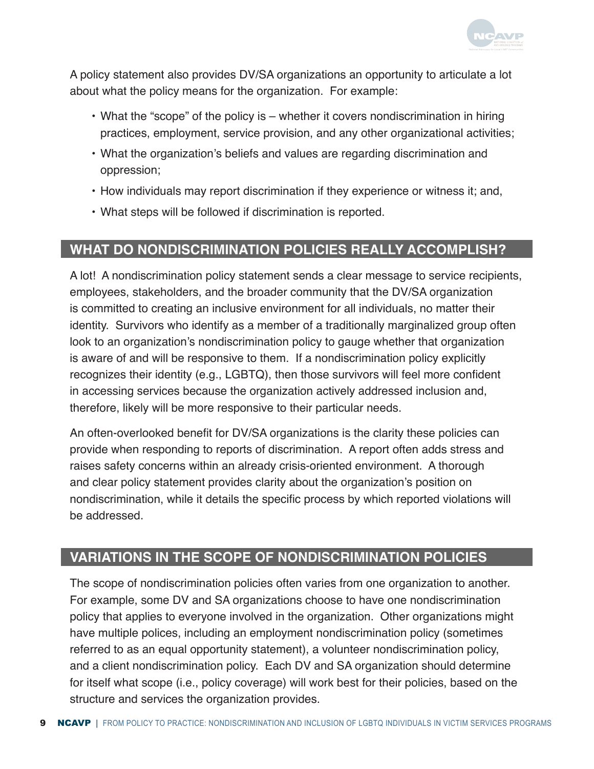A policy statement also provides DV/SA organizations an opportunity to articulate a lot about what the policy means for the organization. For example:

- What the "scope" of the policy is – whether it covers nondiscrimination in hiring practices, employment, service provision, and any other organizational activities;
- What the organization's beliefs and values are regarding discrimination and oppression;
- How individuals may report discrimination if they experience or witness it; and,
- What steps will be followed if discrimination is reported.

## WHAT DO NONDISCRIMINATION POLICIES REALLY ACCOMPLISH?

A lot! A nondiscrimination policy statement sends a clear message to service recipients, employees, stakeholders, and the broader community that the DV/SA organization is committed to creating an inclusive environment for all individuals, no matter their identity. Survivors who identify as a member of a traditionally marginalized group often look to an organization's nondiscrimination policy to gauge whether that organization is aware of and will be responsive to them. If a nondiscrimination policy explicitly recognizes their identity (e.g., LGBTQ), then those survivors will feel more confident in accessing services because the organization actively addressed inclusion and, therefore, likely will be more responsive to their particular needs.

An often-overlooked benefit for DV/SA organizations is the clarity these policies can provide when responding to reports of discrimination. A report often adds stress and raises safety concerns within an already crisis-oriented environment. A thorough and clear policy statement provides clarity about the organization's position on nondiscrimination, while it details the specific process by which reported violations will be addressed.

## VARIATIONS IN THE SCOPE OF NONDISCRIMINATION POLICIES

The scope of nondiscrimination policies often varies from one organization to another. For example, some DV and SA organizations choose to have one nondiscrimination policy that applies to everyone involved in the organization. Other organizations might have multiple polices, including an employment nondiscrimination policy (sometimes referred to as an equal opportunity statement), a volunteer nondiscrimination policy, and a client nondiscrimination policy. Each DV and SA organization should determine for itself what scope (i.e., policy coverage) will work best for their policies, based on the structure and services the organization provides.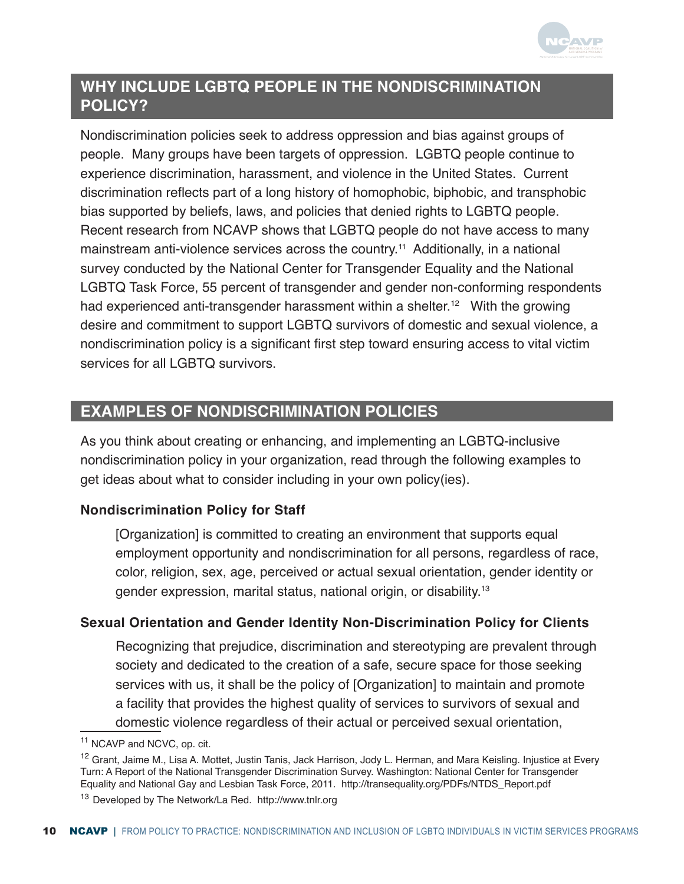## WHY INCLUDE LGBTQ PEOPLE IN THE NONDISCRIMINATION POLICY?

Nondiscrimination policies seek to address oppression and bias against groups of people. Many groups have been targets of oppression. LGBTQ people continue to experience discrimination, harassment, and violence in the United States. Current discrimination reflects part of a long history of homophobic, biphobic, and transphobic bias supported by beliefs, laws, and policies that denied rights to LGBTQ people. Recent research from NCAVP shows that LGBTQ people do not have access to many mainstream anti-violence services across the country.[11] Additionally, in a national survey conducted by the National Center for Transgender Equality and the National LGBTQ Task Force, 55 percent of transgender and gender non-conforming respondents had experienced anti-transgender harassment within a shelter.[12] With the growing desire and commitment to support LGBTQ survivors of domestic and sexual violence, a nondiscrimination policy is a significant first step toward ensuring access to vital victim services for all LGBTQ survivors.

## EXAMPLES OF NONDISCRIMINATION POLICIES

As you think about creating or enhancing, and implementing an LGBTQ-inclusive nondiscrimination policy in your organization, read through the following examples to get ideas about what to consider including in your own policy(ies).

### Nondiscrimination Policy for Staff

> [Organization] is committed to creating an environment that supports equal employment opportunity and nondiscrimination for all persons, regardless of race, color, religion, sex, age, perceived or actual sexual orientation, gender identity or gender expression, marital status, national origin, or disability.[13]

### Sexual Orientation and Gender Identity Non-Discrimination Policy for Clients

> Recognizing that prejudice, discrimination and stereotyping are prevalent through society and dedicated to the creation of a safe, secure space for those seeking services with us, it shall be the policy of [Organization] to maintain and promote a facility that provides the highest quality of services to survivors of sexual and domestic violence regardless of their actual or perceived sexual orientation,

---

[11] NCAVP and NCVC, op. cit.

[12] Grant, Jaime M., Lisa A. Mottet, Justin Tanis, Jack Harrison, Jody L. Herman, and Mara Keisling. Injustice at Every Turn: A Report of the National Transgender Discrimination Survey. Washington: National Center for Transgender Equality and National Gay and Lesbian Task Force, 2011. http://transequality.org/PDFs/NTDS_Report.pdf

[13] Developed by The Network/La Red. http://www.tnlr.org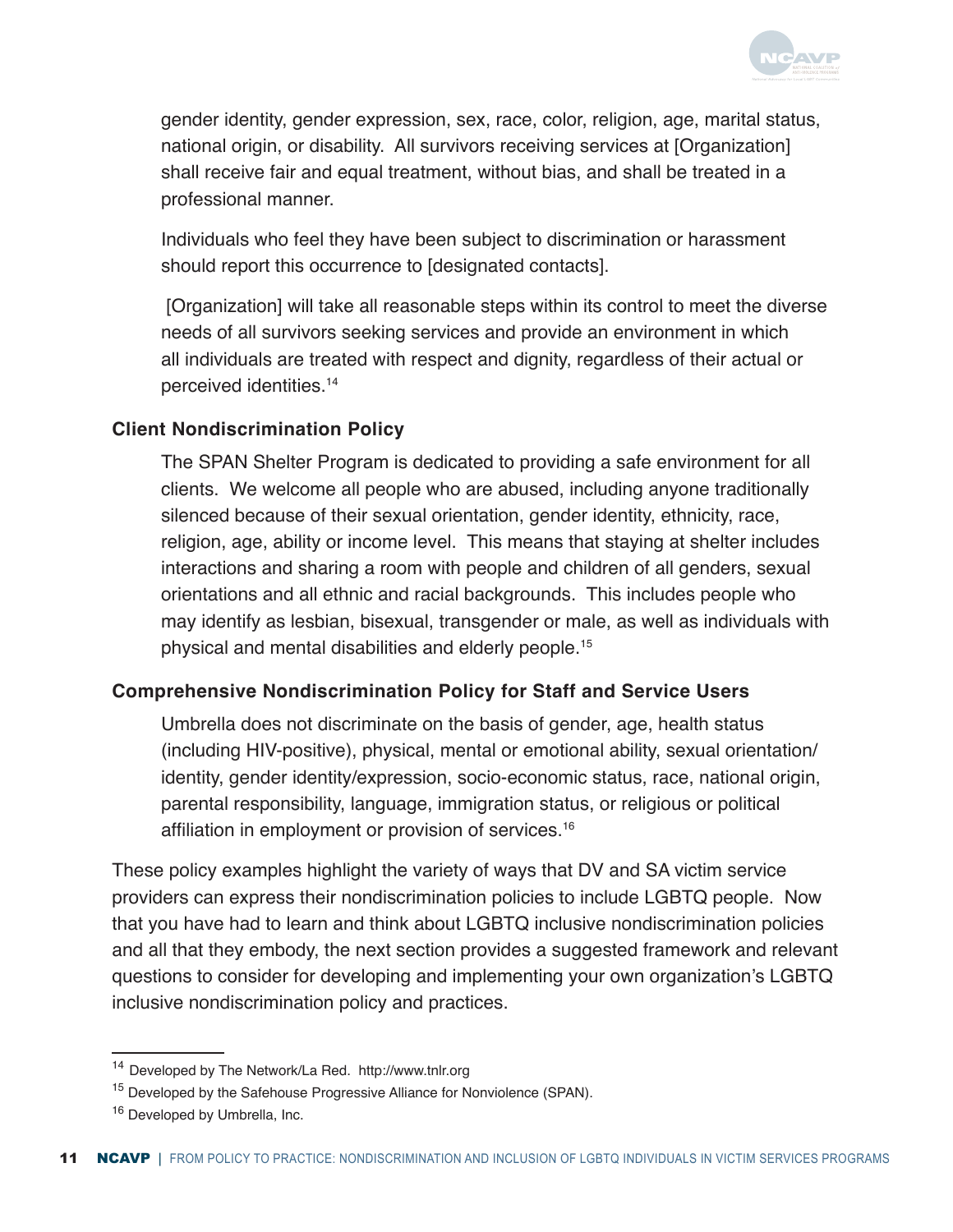gender identity, gender expression, sex, race, color, religion, age, marital status, national origin, or disability. All survivors receiving services at [Organization] shall receive fair and equal treatment, without bias, and shall be treated in a professional manner.

Individuals who feel they have been subject to discrimination or harassment should report this occurrence to [designated contacts].

[Organization] will take all reasonable steps within its control to meet the diverse needs of all survivors seeking services and provide an environment in which all individuals are treated with respect and dignity, regardless of their actual or perceived identities.[14]

**Client Nondiscrimination Policy**

The SPAN Shelter Program is dedicated to providing a safe environment for all clients. We welcome all people who are abused, including anyone traditionally silenced because of their sexual orientation, gender identity, ethnicity, race, religion, age, ability or income level. This means that staying at shelter includes interactions and sharing a room with people and children of all genders, sexual orientations and all ethnic and racial backgrounds. This includes people who may identify as lesbian, bisexual, transgender or male, as well as individuals with physical and mental disabilities and elderly people.[15]

**Comprehensive Nondiscrimination Policy for Staff and Service Users**

Umbrella does not discriminate on the basis of gender, age, health status (including HIV-positive), physical, mental or emotional ability, sexual orientation/identity, gender identity/expression, socio-economic status, race, national origin, parental responsibility, language, immigration status, or religious or political affiliation in employment or provision of services.[16]

These policy examples highlight the variety of ways that DV and SA victim service providers can express their nondiscrimination policies to include LGBTQ people. Now that you have had to learn and think about LGBTQ inclusive nondiscrimination policies and all that they embody, the next section provides a suggested framework and relevant questions to consider for developing and implementing your own organization's LGBTQ inclusive nondiscrimination policy and practices.

---

[14] Developed by The Network/La Red. http://www.tnlr.org

[15] Developed by the Safehouse Progressive Alliance for Nonviolence (SPAN).

[16] Developed by Umbrella, Inc.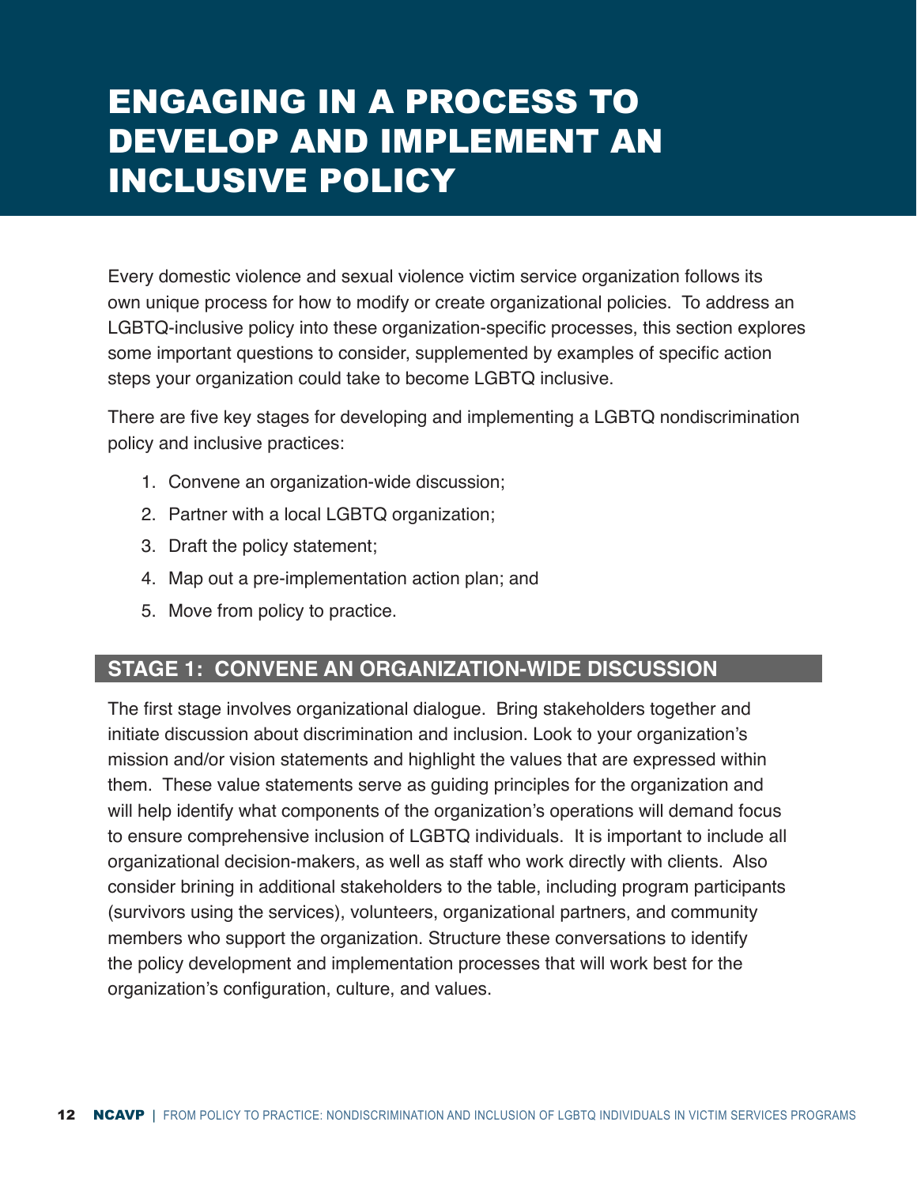# ENGAGING IN A PROCESS TO DEVELOP AND IMPLEMENT AN INCLUSIVE POLICY

Every domestic violence and sexual violence victim service organization follows its own unique process for how to modify or create organizational policies. To address an LGBTQ-inclusive policy into these organization-specific processes, this section explores some important questions to consider, supplemented by examples of specific action steps your organization could take to become LGBTQ inclusive.

There are five key stages for developing and implementing a LGBTQ nondiscrimination policy and inclusive practices:

1. Convene an organization-wide discussion;
2. Partner with a local LGBTQ organization;
3. Draft the policy statement;
4. Map out a pre-implementation action plan; and
5. Move from policy to practice.

## STAGE 1: CONVENE AN ORGANIZATION-WIDE DISCUSSION

The first stage involves organizational dialogue. Bring stakeholders together and initiate discussion about discrimination and inclusion. Look to your organization's mission and/or vision statements and highlight the values that are expressed within them. These value statements serve as guiding principles for the organization and will help identify what components of the organization's operations will demand focus to ensure comprehensive inclusion of LGBTQ individuals. It is important to include all organizational decision-makers, as well as staff who work directly with clients. Also consider brining in additional stakeholders to the table, including program participants (survivors using the services), volunteers, organizational partners, and community members who support the organization. Structure these conversations to identify the policy development and implementation processes that will work best for the organization's configuration, culture, and values.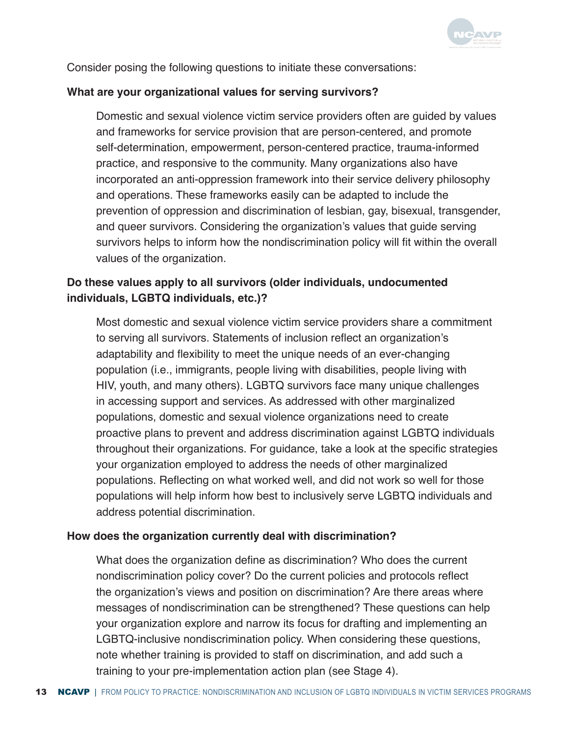Consider posing the following questions to initiate these conversations:

**What are your organizational values for serving survivors?**

Domestic and sexual violence victim service providers often are guided by values and frameworks for service provision that are person-centered, and promote self-determination, empowerment, person-centered practice, trauma-informed practice, and responsive to the community. Many organizations also have incorporated an anti-oppression framework into their service delivery philosophy and operations. These frameworks easily can be adapted to include the prevention of oppression and discrimination of lesbian, gay, bisexual, transgender, and queer survivors. Considering the organization's values that guide serving survivors helps to inform how the nondiscrimination policy will fit within the overall values of the organization.

**Do these values apply to all survivors (older individuals, undocumented individuals, LGBTQ individuals, etc.)?**

Most domestic and sexual violence victim service providers share a commitment to serving all survivors. Statements of inclusion reflect an organization's adaptability and flexibility to meet the unique needs of an ever-changing population (i.e., immigrants, people living with disabilities, people living with HIV, youth, and many others). LGBTQ survivors face many unique challenges in accessing support and services. As addressed with other marginalized populations, domestic and sexual violence organizations need to create proactive plans to prevent and address discrimination against LGBTQ individuals throughout their organizations. For guidance, take a look at the specific strategies your organization employed to address the needs of other marginalized populations. Reflecting on what worked well, and did not work so well for those populations will help inform how best to inclusively serve LGBTQ individuals and address potential discrimination.

**How does the organization currently deal with discrimination?**

What does the organization define as discrimination? Who does the current nondiscrimination policy cover? Do the current policies and protocols reflect the organization's views and position on discrimination? Are there areas where messages of nondiscrimination can be strengthened? These questions can help your organization explore and narrow its focus for drafting and implementing an LGBTQ-inclusive nondiscrimination policy. When considering these questions, note whether training is provided to staff on discrimination, and add such a training to your pre-implementation action plan (see Stage 4).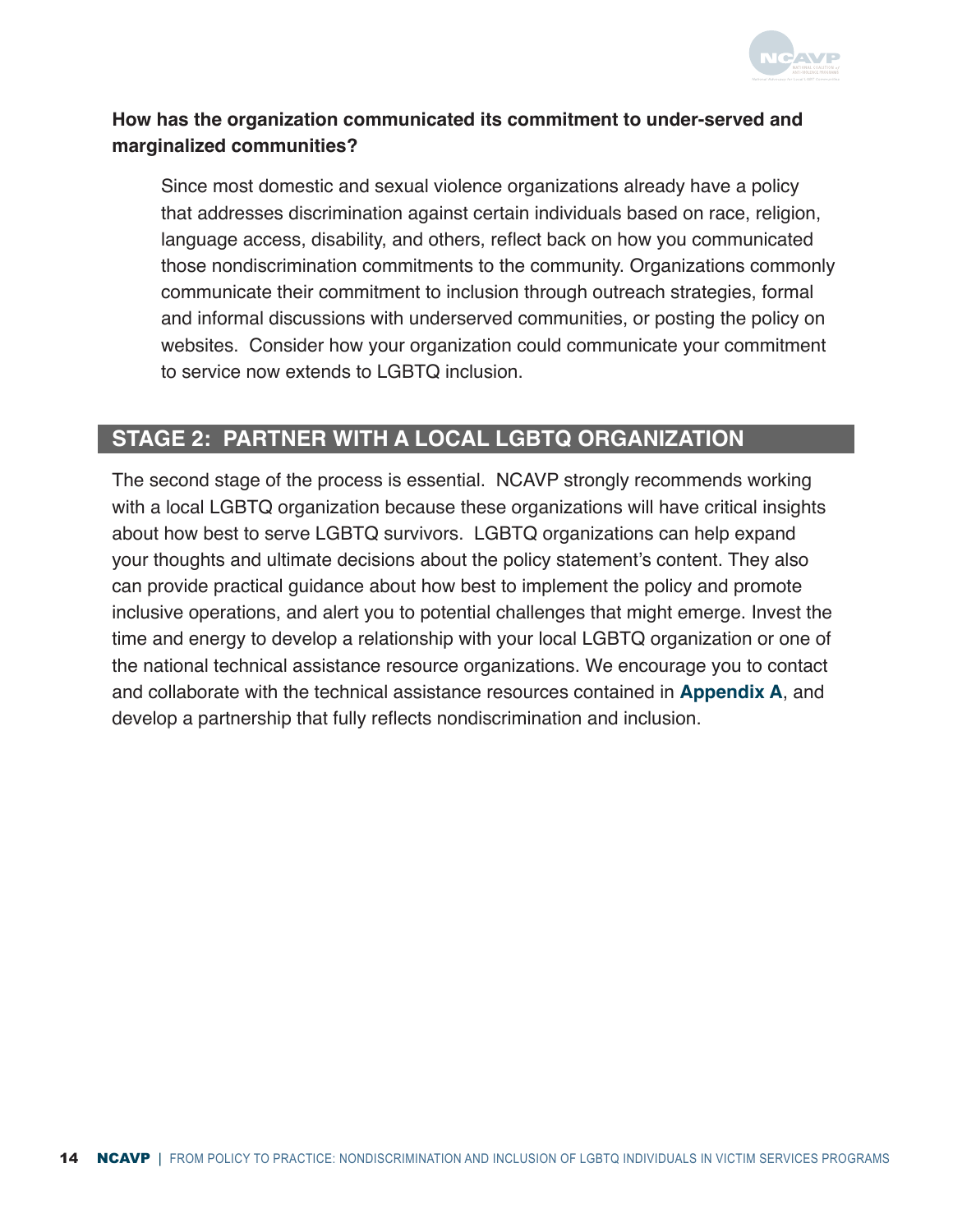**How has the organization communicated its commitment to under-served and marginalized communities?**

Since most domestic and sexual violence organizations already have a policy that addresses discrimination against certain individuals based on race, religion, language access, disability, and others, reflect back on how you communicated those nondiscrimination commitments to the community. Organizations commonly communicate their commitment to inclusion through outreach strategies, formal and informal discussions with underserved communities, or posting the policy on websites. Consider how your organization could communicate your commitment to service now extends to LGBTQ inclusion.

## STAGE 2: PARTNER WITH A LOCAL LGBTQ ORGANIZATION

The second stage of the process is essential. NCAVP strongly recommends working with a local LGBTQ organization because these organizations will have critical insights about how best to serve LGBTQ survivors. LGBTQ organizations can help expand your thoughts and ultimate decisions about the policy statement's content. They also can provide practical guidance about how best to implement the policy and promote inclusive operations, and alert you to potential challenges that might emerge. Invest the time and energy to develop a relationship with your local LGBTQ organization or one of the national technical assistance resource organizations. We encourage you to contact and collaborate with the technical assistance resources contained in **Appendix A**, and develop a partnership that fully reflects nondiscrimination and inclusion.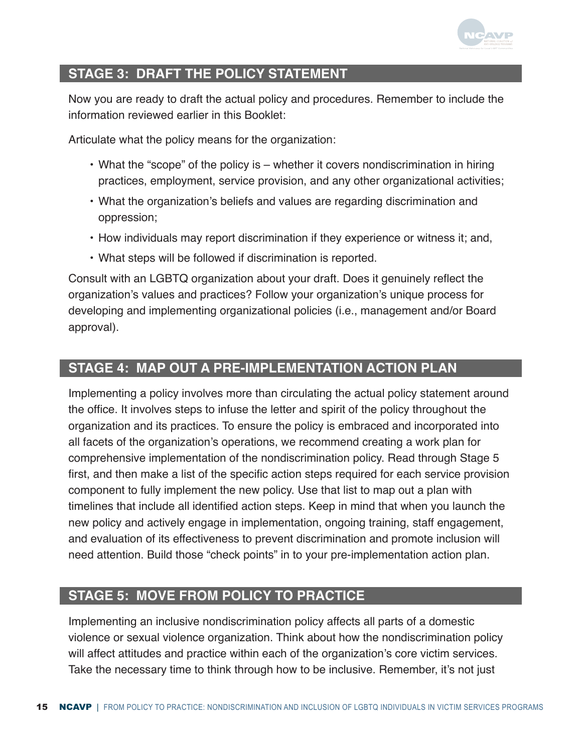## STAGE 3: DRAFT THE POLICY STATEMENT

Now you are ready to draft the actual policy and procedures. Remember to include the information reviewed earlier in this Booklet:

Articulate what the policy means for the organization:

- What the "scope" of the policy is – whether it covers nondiscrimination in hiring practices, employment, service provision, and any other organizational activities;
- What the organization's beliefs and values are regarding discrimination and oppression;
- How individuals may report discrimination if they experience or witness it; and,
- What steps will be followed if discrimination is reported.

Consult with an LGBTQ organization about your draft. Does it genuinely reflect the organization's values and practices? Follow your organization's unique process for developing and implementing organizational policies (i.e., management and/or Board approval).

## STAGE 4: MAP OUT A PRE-IMPLEMENTATION ACTION PLAN

Implementing a policy involves more than circulating the actual policy statement around the office. It involves steps to infuse the letter and spirit of the policy throughout the organization and its practices. To ensure the policy is embraced and incorporated into all facets of the organization's operations, we recommend creating a work plan for comprehensive implementation of the nondiscrimination policy. Read through Stage 5 first, and then make a list of the specific action steps required for each service provision component to fully implement the new policy. Use that list to map out a plan with timelines that include all identified action steps. Keep in mind that when you launch the new policy and actively engage in implementation, ongoing training, staff engagement, and evaluation of its effectiveness to prevent discrimination and promote inclusion will need attention. Build those "check points" in to your pre-implementation action plan.

## STAGE 5: MOVE FROM POLICY TO PRACTICE

Implementing an inclusive nondiscrimination policy affects all parts of a domestic violence or sexual violence organization. Think about how the nondiscrimination policy will affect attitudes and practice within each of the organization's core victim services. Take the necessary time to think through how to be inclusive. Remember, it's not just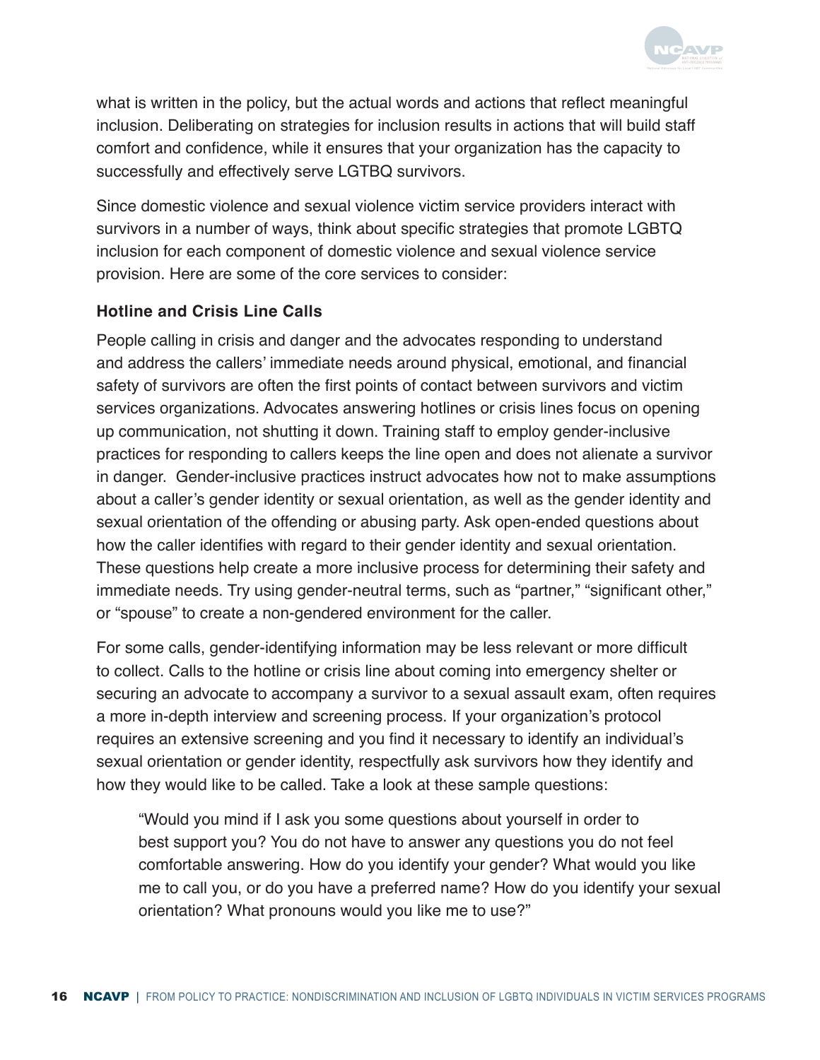what is written in the policy, but the actual words and actions that reflect meaningful inclusion. Deliberating on strategies for inclusion results in actions that will build staff comfort and confidence, while it ensures that your organization has the capacity to successfully and effectively serve LGTBQ survivors.

Since domestic violence and sexual violence victim service providers interact with survivors in a number of ways, think about specific strategies that promote LGBTQ inclusion for each component of domestic violence and sexual violence service provision. Here are some of the core services to consider:

**Hotline and Crisis Line Calls**

People calling in crisis and danger and the advocates responding to understand and address the callers' immediate needs around physical, emotional, and financial safety of survivors are often the first points of contact between survivors and victim services organizations. Advocates answering hotlines or crisis lines focus on opening up communication, not shutting it down. Training staff to employ gender-inclusive practices for responding to callers keeps the line open and does not alienate a survivor in danger. Gender-inclusive practices instruct advocates how not to make assumptions about a caller's gender identity or sexual orientation, as well as the gender identity and sexual orientation of the offending or abusing party. Ask open-ended questions about how the caller identifies with regard to their gender identity and sexual orientation. These questions help create a more inclusive process for determining their safety and immediate needs. Try using gender-neutral terms, such as "partner," "significant other," or "spouse" to create a non-gendered environment for the caller.

For some calls, gender-identifying information may be less relevant or more difficult to collect. Calls to the hotline or crisis line about coming into emergency shelter or securing an advocate to accompany a survivor to a sexual assault exam, often requires a more in-depth interview and screening process. If your organization's protocol requires an extensive screening and you find it necessary to identify an individual's sexual orientation or gender identity, respectfully ask survivors how they identify and how they would like to be called. Take a look at these sample questions:

> "Would you mind if I ask you some questions about yourself in order to best support you? You do not have to answer any questions you do not feel comfortable answering. How do you identify your gender? What would you like me to call you, or do you have a preferred name? How do you identify your sexual orientation? What pronouns would you like me to use?"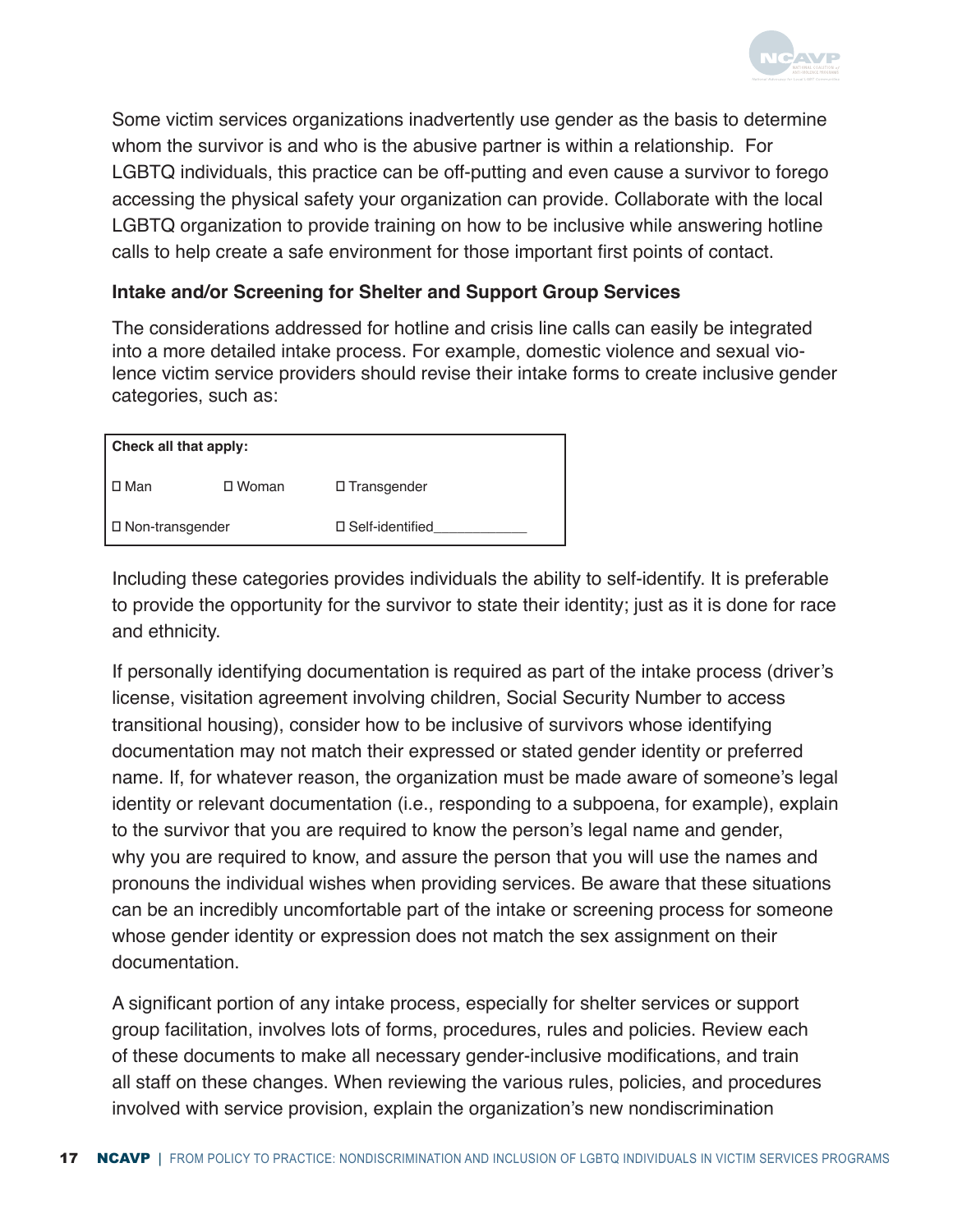Some victim services organizations inadvertently use gender as the basis to determine whom the survivor is and who is the abusive partner is within a relationship. For LGBTQ individuals, this practice can be off-putting and even cause a survivor to forego accessing the physical safety your organization can provide. Collaborate with the local LGBTQ organization to provide training on how to be inclusive while answering hotline calls to help create a safe environment for those important first points of contact.

### Intake and/or Screening for Shelter and Support Group Services

The considerations addressed for hotline and crisis line calls can easily be integrated into a more detailed intake process. For example, domestic violence and sexual violence victim service providers should revise their intake forms to create inclusive gender categories, such as:

| Check all that apply: | | |
|---|---|---|
| ☐ Man | ☐ Woman | ☐ Transgender |
| ☐ Non-transgender | | ☐ Self-identified____________ |

Including these categories provides individuals the ability to self-identify. It is preferable to provide the opportunity for the survivor to state their identity; just as it is done for race and ethnicity.

If personally identifying documentation is required as part of the intake process (driver's license, visitation agreement involving children, Social Security Number to access transitional housing), consider how to be inclusive of survivors whose identifying documentation may not match their expressed or stated gender identity or preferred name. If, for whatever reason, the organization must be made aware of someone's legal identity or relevant documentation (i.e., responding to a subpoena, for example), explain to the survivor that you are required to know the person's legal name and gender, why you are required to know, and assure the person that you will use the names and pronouns the individual wishes when providing services. Be aware that these situations can be an incredibly uncomfortable part of the intake or screening process for someone whose gender identity or expression does not match the sex assignment on their documentation.

A significant portion of any intake process, especially for shelter services or support group facilitation, involves lots of forms, procedures, rules and policies. Review each of these documents to make all necessary gender-inclusive modifications, and train all staff on these changes. When reviewing the various rules, policies, and procedures involved with service provision, explain the organization's new nondiscrimination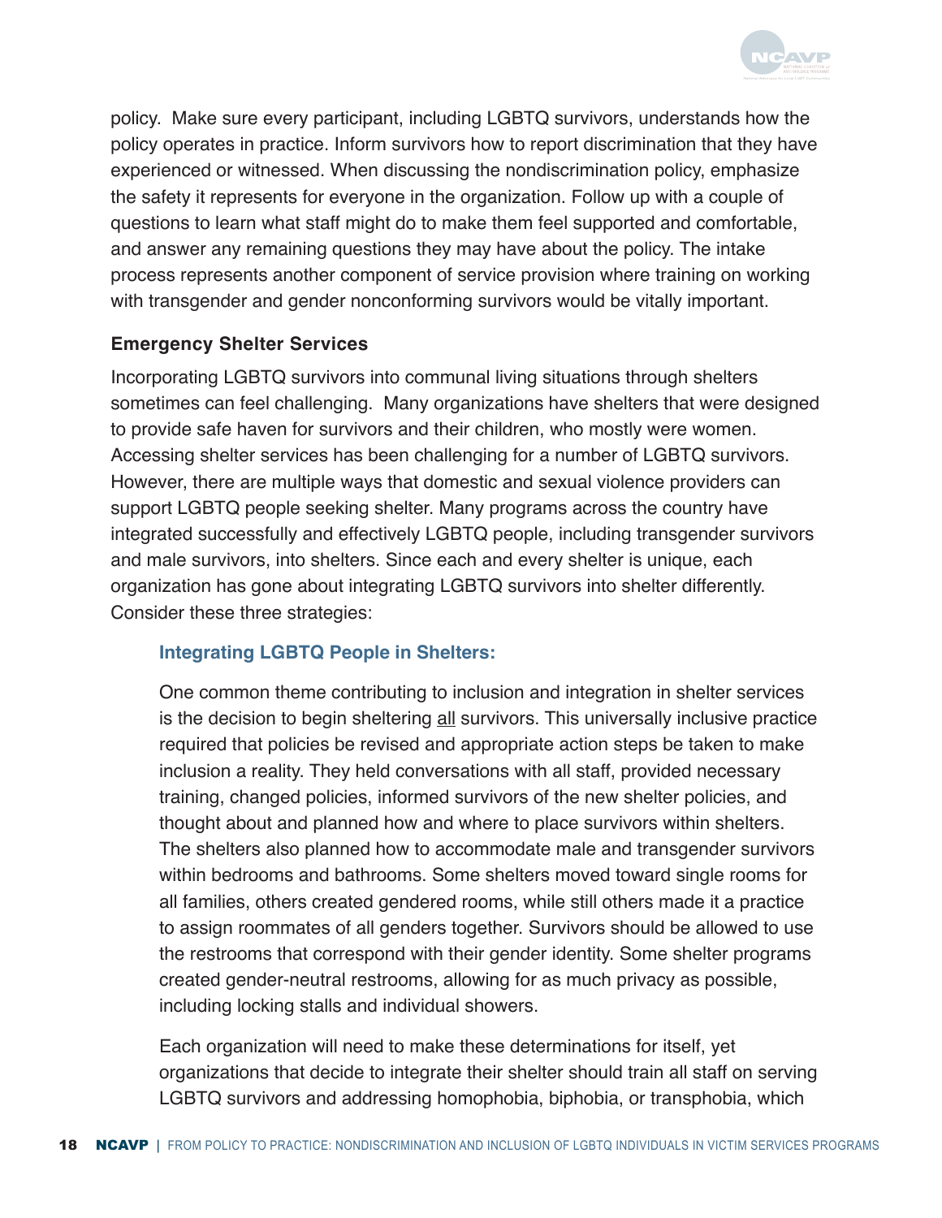policy. Make sure every participant, including LGBTQ survivors, understands how the policy operates in practice. Inform survivors how to report discrimination that they have experienced or witnessed. When discussing the nondiscrimination policy, emphasize the safety it represents for everyone in the organization. Follow up with a couple of questions to learn what staff might do to make them feel supported and comfortable, and answer any remaining questions they may have about the policy. The intake process represents another component of service provision where training on working with transgender and gender nonconforming survivors would be vitally important.

### Emergency Shelter Services

Incorporating LGBTQ survivors into communal living situations through shelters sometimes can feel challenging. Many organizations have shelters that were designed to provide safe haven for survivors and their children, who mostly were women. Accessing shelter services has been challenging for a number of LGBTQ survivors. However, there are multiple ways that domestic and sexual violence providers can support LGBTQ people seeking shelter. Many programs across the country have integrated successfully and effectively LGBTQ people, including transgender survivors and male survivors, into shelters. Since each and every shelter is unique, each organization has gone about integrating LGBTQ survivors into shelter differently. Consider these three strategies:

#### Integrating LGBTQ People in Shelters:

One common theme contributing to inclusion and integration in shelter services is the decision to begin sheltering all survivors. This universally inclusive practice required that policies be revised and appropriate action steps be taken to make inclusion a reality. They held conversations with all staff, provided necessary training, changed policies, informed survivors of the new shelter policies, and thought about and planned how and where to place survivors within shelters. The shelters also planned how to accommodate male and transgender survivors within bedrooms and bathrooms. Some shelters moved toward single rooms for all families, others created gendered rooms, while still others made it a practice to assign roommates of all genders together. Survivors should be allowed to use the restrooms that correspond with their gender identity. Some shelter programs created gender-neutral restrooms, allowing for as much privacy as possible, including locking stalls and individual showers.

Each organization will need to make these determinations for itself, yet organizations that decide to integrate their shelter should train all staff on serving LGBTQ survivors and addressing homophobia, biphobia, or transphobia, which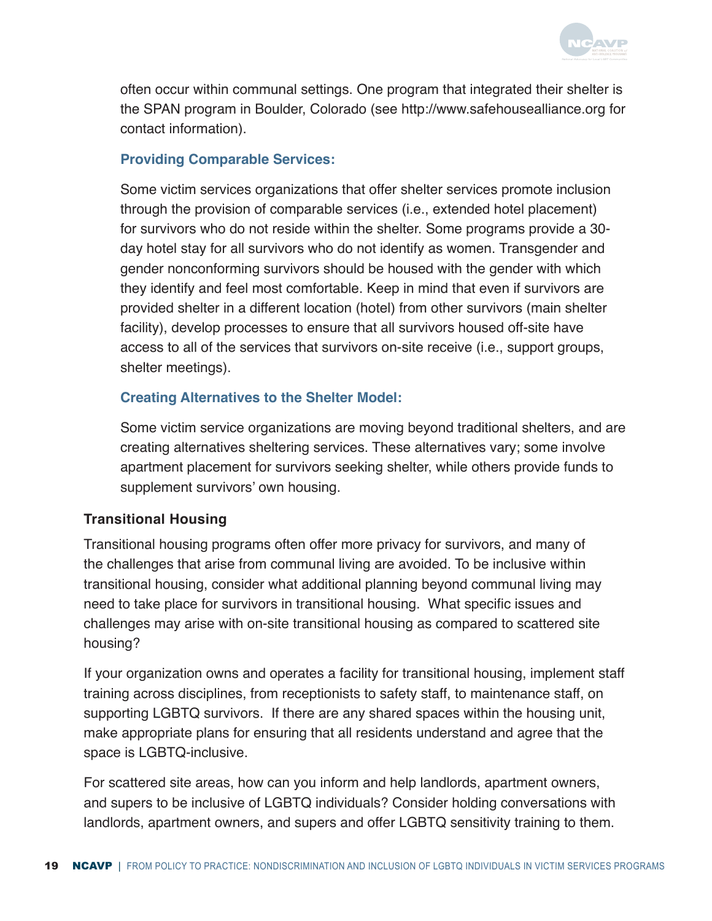often occur within communal settings. One program that integrated their shelter is the SPAN program in Boulder, Colorado (see http://www.safehousealliance.org for contact information).

### Providing Comparable Services:

Some victim services organizations that offer shelter services promote inclusion through the provision of comparable services (i.e., extended hotel placement) for survivors who do not reside within the shelter. Some programs provide a 30-day hotel stay for all survivors who do not identify as women. Transgender and gender nonconforming survivors should be housed with the gender with which they identify and feel most comfortable. Keep in mind that even if survivors are provided shelter in a different location (hotel) from other survivors (main shelter facility), develop processes to ensure that all survivors housed off-site have access to all of the services that survivors on-site receive (i.e., support groups, shelter meetings).

### Creating Alternatives to the Shelter Model:

Some victim service organizations are moving beyond traditional shelters, and are creating alternatives sheltering services. These alternatives vary; some involve apartment placement for survivors seeking shelter, while others provide funds to supplement survivors' own housing.

## Transitional Housing

Transitional housing programs often offer more privacy for survivors, and many of the challenges that arise from communal living are avoided. To be inclusive within transitional housing, consider what additional planning beyond communal living may need to take place for survivors in transitional housing. What specific issues and challenges may arise with on-site transitional housing as compared to scattered site housing?

If your organization owns and operates a facility for transitional housing, implement staff training across disciplines, from receptionists to safety staff, to maintenance staff, on supporting LGBTQ survivors. If there are any shared spaces within the housing unit, make appropriate plans for ensuring that all residents understand and agree that the space is LGBTQ-inclusive.

For scattered site areas, how can you inform and help landlords, apartment owners, and supers to be inclusive of LGBTQ individuals? Consider holding conversations with landlords, apartment owners, and supers and offer LGBTQ sensitivity training to them.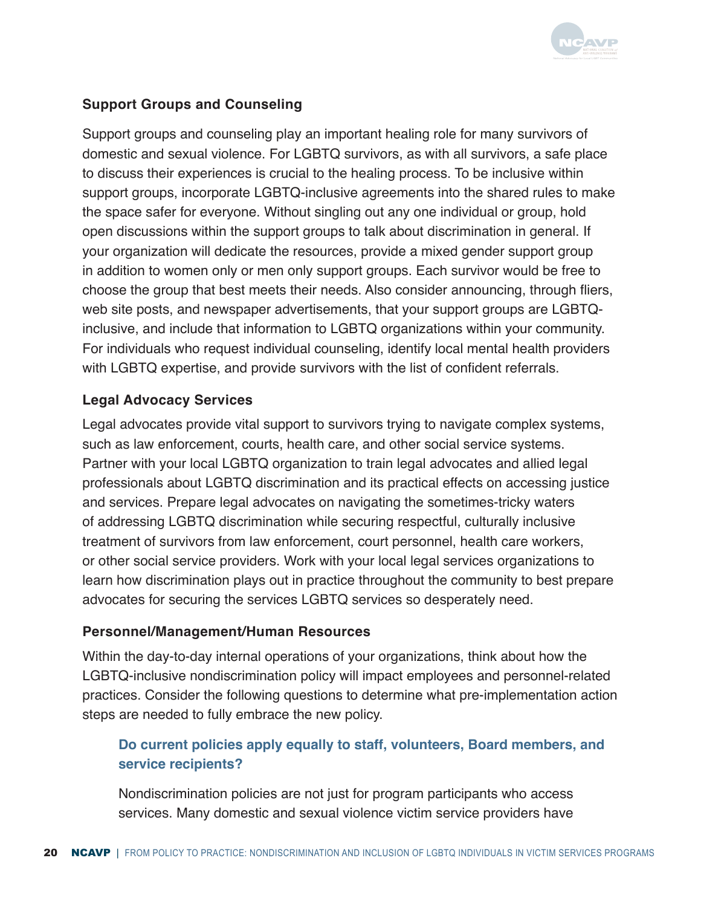### Support Groups and Counseling

Support groups and counseling play an important healing role for many survivors of domestic and sexual violence. For LGBTQ survivors, as with all survivors, a safe place to discuss their experiences is crucial to the healing process. To be inclusive within support groups, incorporate LGBTQ-inclusive agreements into the shared rules to make the space safer for everyone. Without singling out any one individual or group, hold open discussions within the support groups to talk about discrimination in general. If your organization will dedicate the resources, provide a mixed gender support group in addition to women only or men only support groups. Each survivor would be free to choose the group that best meets their needs. Also consider announcing, through fliers, web site posts, and newspaper advertisements, that your support groups are LGBTQ-inclusive, and include that information to LGBTQ organizations within your community. For individuals who request individual counseling, identify local mental health providers with LGBTQ expertise, and provide survivors with the list of confident referrals.

### Legal Advocacy Services

Legal advocates provide vital support to survivors trying to navigate complex systems, such as law enforcement, courts, health care, and other social service systems. Partner with your local LGBTQ organization to train legal advocates and allied legal professionals about LGBTQ discrimination and its practical effects on accessing justice and services. Prepare legal advocates on navigating the sometimes-tricky waters of addressing LGBTQ discrimination while securing respectful, culturally inclusive treatment of survivors from law enforcement, court personnel, health care workers, or other social service providers. Work with your local legal services organizations to learn how discrimination plays out in practice throughout the community to best prepare advocates for securing the services LGBTQ services so desperately need.

### Personnel/Management/Human Resources

Within the day-to-day internal operations of your organizations, think about how the LGBTQ-inclusive nondiscrimination policy will impact employees and personnel-related practices. Consider the following questions to determine what pre-implementation action steps are needed to fully embrace the new policy.

#### Do current policies apply equally to staff, volunteers, Board members, and service recipients?

Nondiscrimination policies are not just for program participants who access services. Many domestic and sexual violence victim service providers have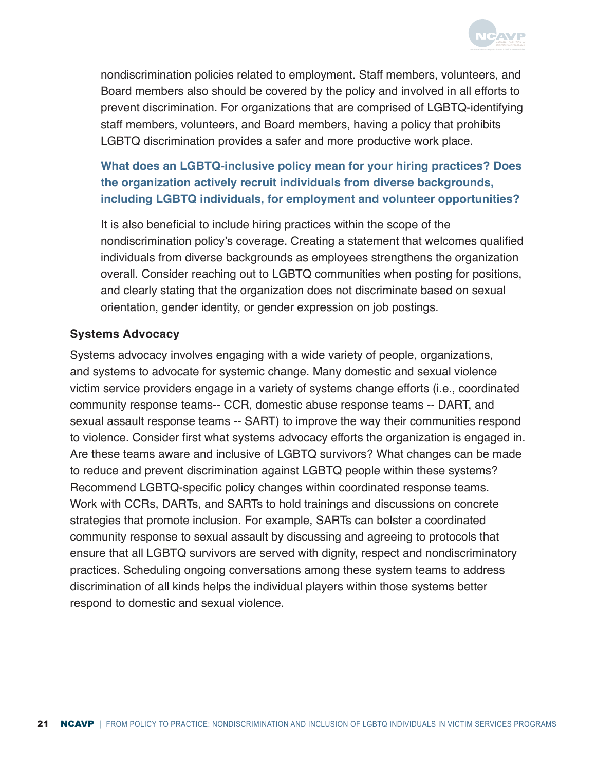nondiscrimination policies related to employment. Staff members, volunteers, and Board members also should be covered by the policy and involved in all efforts to prevent discrimination. For organizations that are comprised of LGBTQ-identifying staff members, volunteers, and Board members, having a policy that prohibits LGBTQ discrimination provides a safer and more productive work place.

**What does an LGBTQ-inclusive policy mean for your hiring practices? Does the organization actively recruit individuals from diverse backgrounds, including LGBTQ individuals, for employment and volunteer opportunities?**

It is also beneficial to include hiring practices within the scope of the nondiscrimination policy's coverage. Creating a statement that welcomes qualified individuals from diverse backgrounds as employees strengthens the organization overall. Consider reaching out to LGBTQ communities when posting for positions, and clearly stating that the organization does not discriminate based on sexual orientation, gender identity, or gender expression on job postings.

### Systems Advocacy

Systems advocacy involves engaging with a wide variety of people, organizations, and systems to advocate for systemic change. Many domestic and sexual violence victim service providers engage in a variety of systems change efforts (i.e., coordinated community response teams-- CCR, domestic abuse response teams -- DART, and sexual assault response teams -- SART) to improve the way their communities respond to violence. Consider first what systems advocacy efforts the organization is engaged in. Are these teams aware and inclusive of LGBTQ survivors? What changes can be made to reduce and prevent discrimination against LGBTQ people within these systems? Recommend LGBTQ-specific policy changes within coordinated response teams. Work with CCRs, DARTs, and SARTs to hold trainings and discussions on concrete strategies that promote inclusion. For example, SARTs can bolster a coordinated community response to sexual assault by discussing and agreeing to protocols that ensure that all LGBTQ survivors are served with dignity, respect and nondiscriminatory practices. Scheduling ongoing conversations among these system teams to address discrimination of all kinds helps the individual players within those systems better respond to domestic and sexual violence.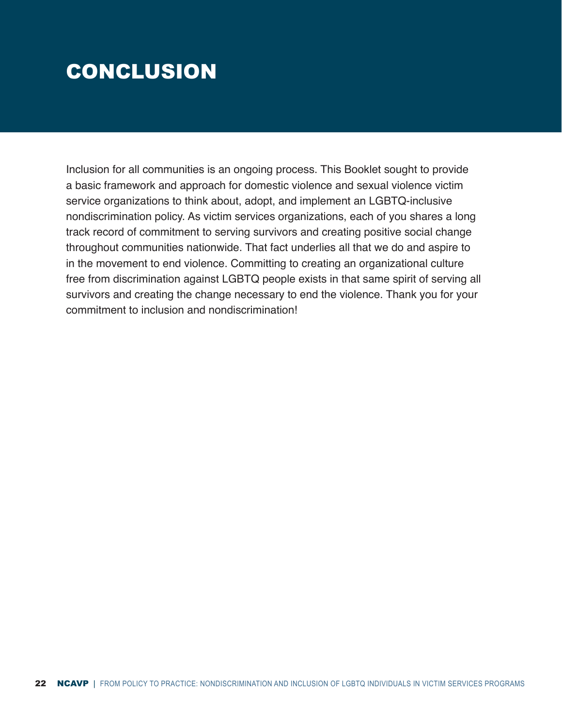# CONCLUSION

Inclusion for all communities is an ongoing process. This Booklet sought to provide a basic framework and approach for domestic violence and sexual violence victim service organizations to think about, adopt, and implement an LGBTQ-inclusive nondiscrimination policy. As victim services organizations, each of you shares a long track record of commitment to serving survivors and creating positive social change throughout communities nationwide. That fact underlies all that we do and aspire to in the movement to end violence. Committing to creating an organizational culture free from discrimination against LGBTQ people exists in that same spirit of serving all survivors and creating the change necessary to end the violence. Thank you for your commitment to inclusion and nondiscrimination!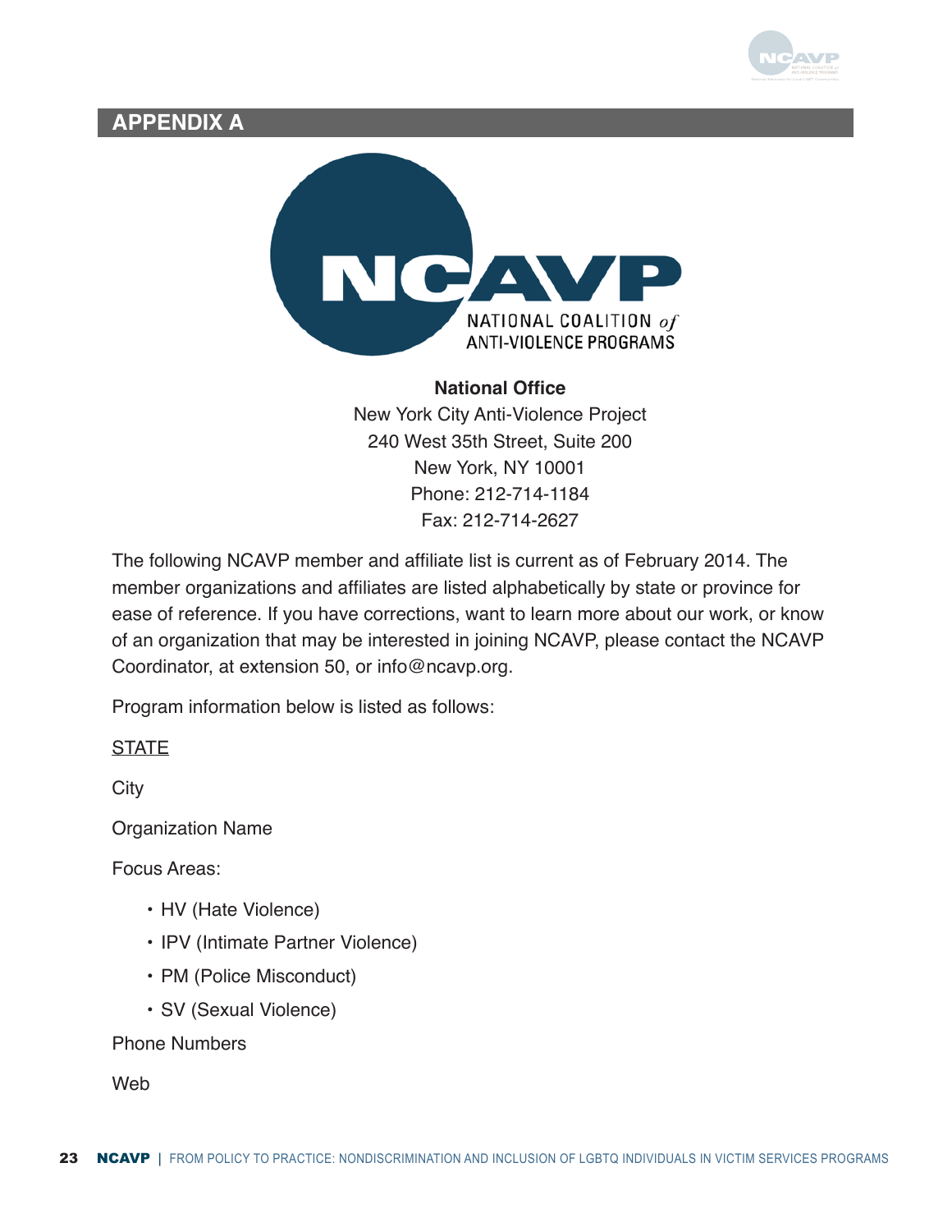## APPENDIX A

**National Office**

New York City Anti-Violence Project
240 West 35th Street, Suite 200
New York, NY 10001
Phone: 212-714-1184
Fax: 212-714-2627

The following NCAVP member and affiliate list is current as of February 2014. The member organizations and affiliates are listed alphabetically by state or province for ease of reference. If you have corrections, want to learn more about our work, or know of an organization that may be interested in joining NCAVP, please contact the NCAVP Coordinator, at extension 50, or info@ncavp.org.

Program information below is listed as follows:

STATE

City

Organization Name

Focus Areas:

- HV (Hate Violence)
- IPV (Intimate Partner Violence)
- PM (Police Misconduct)
- SV (Sexual Violence)

Phone Numbers

Web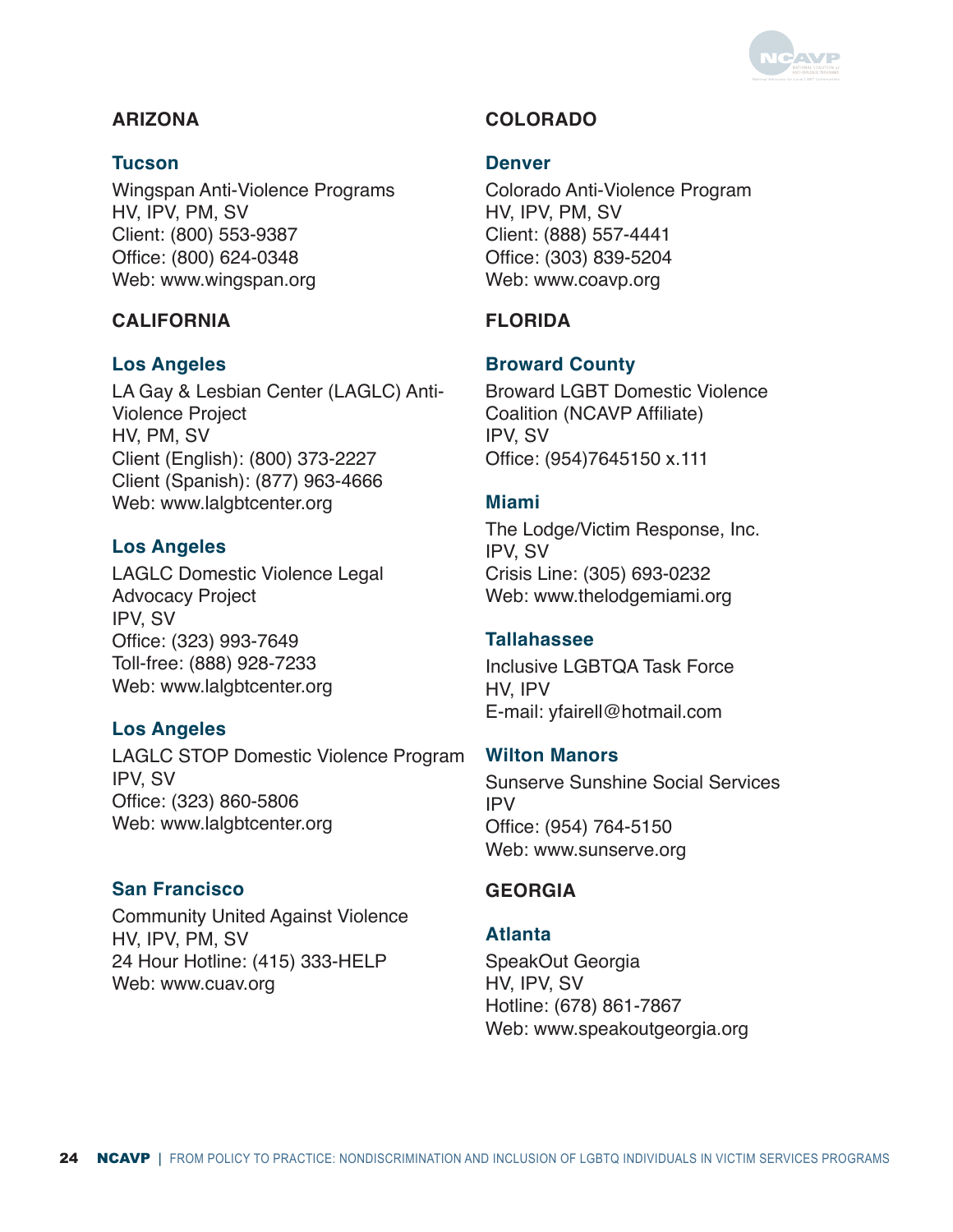## ARIZONA

### Tucson

Wingspan Anti-Violence Programs
HV, IPV, PM, SV
Client: (800) 553-9387
Office: (800) 624-0348
Web: www.wingspan.org

## CALIFORNIA

### Los Angeles

LA Gay & Lesbian Center (LAGLC) Anti-Violence Project
HV, PM, SV
Client (English): (800) 373-2227
Client (Spanish): (877) 963-4666
Web: www.lalgbtcenter.org

### Los Angeles

LAGLC Domestic Violence Legal Advocacy Project
IPV, SV
Office: (323) 993-7649
Toll-free: (888) 928-7233
Web: www.lalgbtcenter.org

### Los Angeles

LAGLC STOP Domestic Violence Program
IPV, SV
Office: (323) 860-5806
Web: www.lalgbtcenter.org

### San Francisco

Community United Against Violence
HV, IPV, PM, SV
24 Hour Hotline: (415) 333-HELP
Web: www.cuav.org

## COLORADO

### Denver

Colorado Anti-Violence Program
HV, IPV, PM, SV
Client: (888) 557-4441
Office: (303) 839-5204
Web: www.coavp.org

## FLORIDA

### Broward County

Broward LGBT Domestic Violence Coalition (NCAVP Affiliate)
IPV, SV
Office: (954)7645150 x.111

### Miami

The Lodge/Victim Response, Inc.
IPV, SV
Crisis Line: (305) 693-0232
Web: www.thelodgemiami.org

### Tallahassee

Inclusive LGBTQA Task Force
HV, IPV
E-mail: yfairell@hotmail.com

### Wilton Manors

Sunserve Sunshine Social Services
IPV
Office: (954) 764-5150
Web: www.sunserve.org

## GEORGIA

### Atlanta

SpeakOut Georgia
HV, IPV, SV
Hotline: (678) 861-7867
Web: www.speakoutgeorgia.org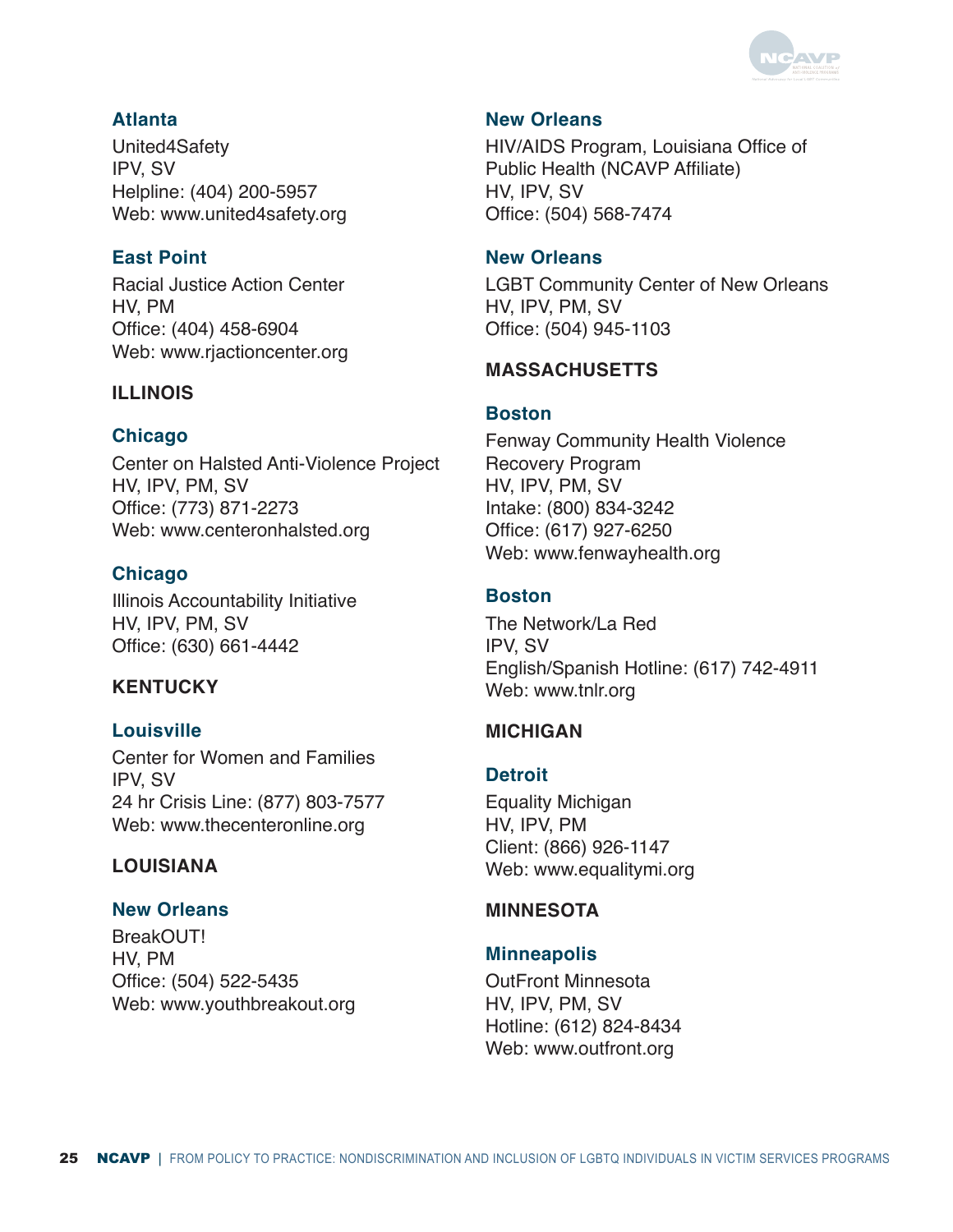### Atlanta

United4Safety
IPV, SV
Helpline: (404) 200-5957
Web: www.united4safety.org

### East Point

Racial Justice Action Center
HV, PM
Office: (404) 458-6904
Web: www.rjactioncenter.org

## ILLINOIS

### Chicago

Center on Halsted Anti-Violence Project
HV, IPV, PM, SV
Office: (773) 871-2273
Web: www.centeronhalsted.org

### Chicago

Illinois Accountability Initiative
HV, IPV, PM, SV
Office: (630) 661-4442

## KENTUCKY

### Louisville

Center for Women and Families
IPV, SV
24 hr Crisis Line: (877) 803-7577
Web: www.thecenteronline.org

## LOUISIANA

### New Orleans

BreakOUT!
HV, PM
Office: (504) 522-5435
Web: www.youthbreakout.org

### New Orleans

HIV/AIDS Program, Louisiana Office of Public Health (NCAVP Affiliate)
HV, IPV, SV
Office: (504) 568-7474

### New Orleans

LGBT Community Center of New Orleans
HV, IPV, PM, SV
Office: (504) 945-1103

## MASSACHUSETTS

### Boston

Fenway Community Health Violence Recovery Program
HV, IPV, PM, SV
Intake: (800) 834-3242
Office: (617) 927-6250
Web: www.fenwayhealth.org

### Boston

The Network/La Red
IPV, SV
English/Spanish Hotline: (617) 742-4911
Web: www.tnlr.org

## MICHIGAN

### Detroit

Equality Michigan
HV, IPV, PM
Client: (866) 926-1147
Web: www.equalitymi.org

## MINNESOTA

### Minneapolis

OutFront Minnesota
HV, IPV, PM, SV
Hotline: (612) 824-8434
Web: www.outfront.org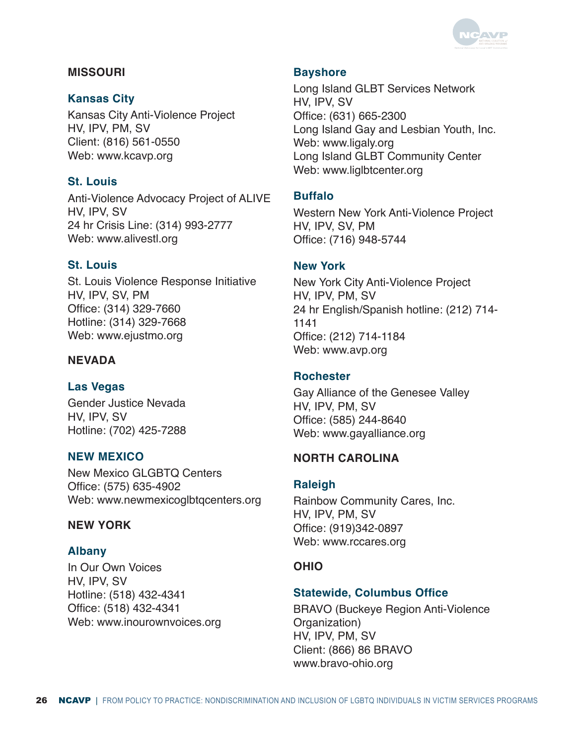## MISSOURI

### Kansas City

Kansas City Anti-Violence Project
HV, IPV, PM, SV
Client: (816) 561-0550
Web: www.kcavp.org

### St. Louis

Anti-Violence Advocacy Project of ALIVE
HV, IPV, SV
24 hr Crisis Line: (314) 993-2777
Web: www.alivestl.org

### St. Louis

St. Louis Violence Response Initiative
HV, IPV, SV, PM
Office: (314) 329-7660
Hotline: (314) 329-7668
Web: www.ejustmo.org

## NEVADA

### Las Vegas

Gender Justice Nevada
HV, IPV, SV
Hotline: (702) 425-7288

## NEW MEXICO

New Mexico GLGBTQ Centers
Office: (575) 635-4902
Web: www.newmexicoglbtqcenters.org

## NEW YORK

### Albany

In Our Own Voices
HV, IPV, SV
Hotline: (518) 432-4341
Office: (518) 432-4341
Web: www.inourownvoices.org

### Bayshore

Long Island GLBT Services Network
HV, IPV, SV
Office: (631) 665-2300
Long Island Gay and Lesbian Youth, Inc.
Web: www.ligaly.org
Long Island GLBT Community Center
Web: www.liglbtcenter.org

### Buffalo

Western New York Anti-Violence Project
HV, IPV, SV, PM
Office: (716) 948-5744

### New York

New York City Anti-Violence Project
HV, IPV, PM, SV
24 hr English/Spanish hotline: (212) 714-1141
Office: (212) 714-1184
Web: www.avp.org

### Rochester

Gay Alliance of the Genesee Valley
HV, IPV, PM, SV
Office: (585) 244-8640
Web: www.gayalliance.org

## NORTH CAROLINA

### Raleigh

Rainbow Community Cares, Inc.
HV, IPV, PM, SV
Office: (919)342-0897
Web: www.rccares.org

## OHIO

### Statewide, Columbus Office

BRAVO (Buckeye Region Anti-Violence Organization)
HV, IPV, PM, SV
Client: (866) 86 BRAVO
www.bravo-ohio.org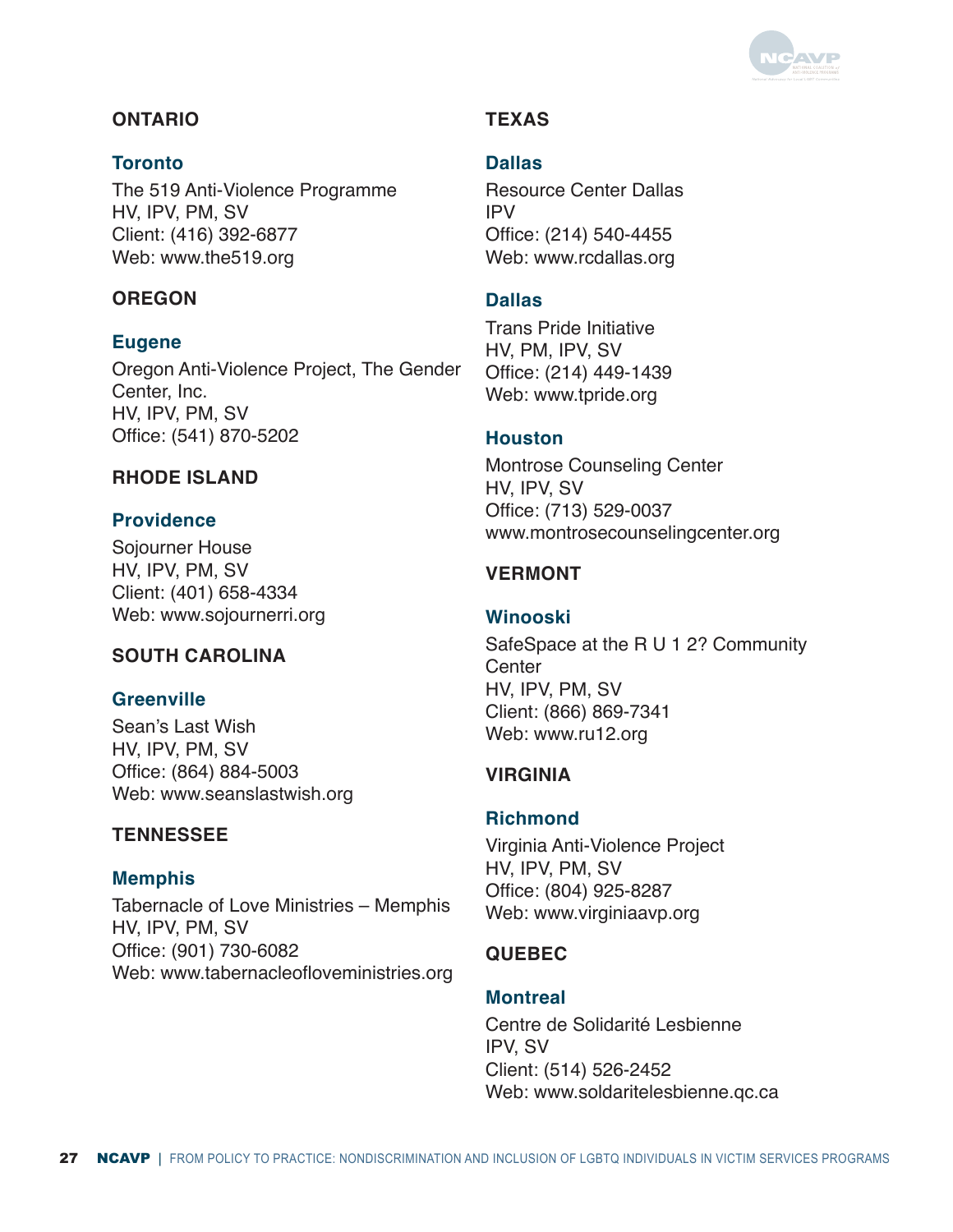## ONTARIO

### Toronto

The 519 Anti-Violence Programme
HV, IPV, PM, SV
Client: (416) 392-6877
Web: www.the519.org

## OREGON

### Eugene

Oregon Anti-Violence Project, The Gender Center, Inc.
HV, IPV, PM, SV
Office: (541) 870-5202

## RHODE ISLAND

### Providence

Sojourner House
HV, IPV, PM, SV
Client: (401) 658-4334
Web: www.sojournerri.org

## SOUTH CAROLINA

### Greenville

Sean's Last Wish
HV, IPV, PM, SV
Office: (864) 884-5003
Web: www.seanslastwish.org

## TENNESSEE

### Memphis

Tabernacle of Love Ministries – Memphis
HV, IPV, PM, SV
Office: (901) 730-6082
Web: www.tabernacleofloveministries.org

## TEXAS

### Dallas

Resource Center Dallas
IPV
Office: (214) 540-4455
Web: www.rcdallas.org

### Dallas

Trans Pride Initiative
HV, PM, IPV, SV
Office: (214) 449-1439
Web: www.tpride.org

### Houston

Montrose Counseling Center
HV, IPV, SV
Office: (713) 529-0037
www.montrosecounselingcenter.org

## VERMONT

### Winooski

SafeSpace at the R U 1 2? Community Center
HV, IPV, PM, SV
Client: (866) 869-7341
Web: www.ru12.org

## VIRGINIA

### Richmond

Virginia Anti-Violence Project
HV, IPV, PM, SV
Office: (804) 925-8287
Web: www.virginiaavp.org

## QUEBEC

### Montreal

Centre de Solidarité Lesbienne
IPV, SV
Client: (514) 526-2452
Web: www.soldaritelesbienne.qc.ca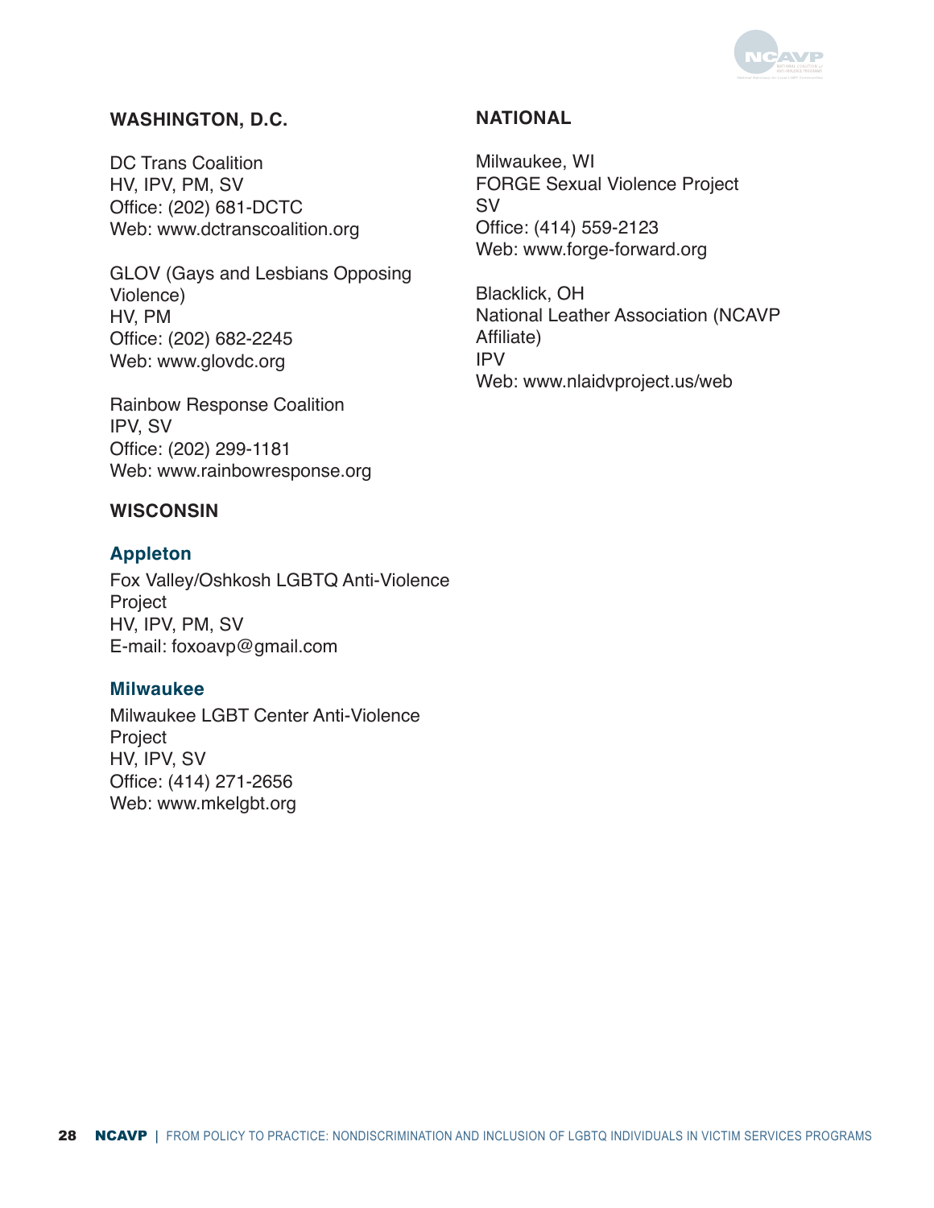## WASHINGTON, D.C.

DC Trans Coalition
HV, IPV, PM, SV
Office: (202) 681-DCTC
Web: www.dctranscoalition.org

GLOV (Gays and Lesbians Opposing Violence)
HV, PM
Office: (202) 682-2245
Web: www.glovdc.org

Rainbow Response Coalition
IPV, SV
Office: (202) 299-1181
Web: www.rainbowresponse.org

## WISCONSIN

### Appleton

Fox Valley/Oshkosh LGBTQ Anti-Violence Project
HV, IPV, PM, SV
E-mail: foxoavp@gmail.com

### Milwaukee

Milwaukee LGBT Center Anti-Violence Project
HV, IPV, SV
Office: (414) 271-2656
Web: www.mkelgbt.org

## NATIONAL

Milwaukee, WI
FORGE Sexual Violence Project
SV
Office: (414) 559-2123
Web: www.forge-forward.org

Blacklick, OH
National Leather Association (NCAVP Affiliate)
IPV
Web: www.nlaidvproject.us/web